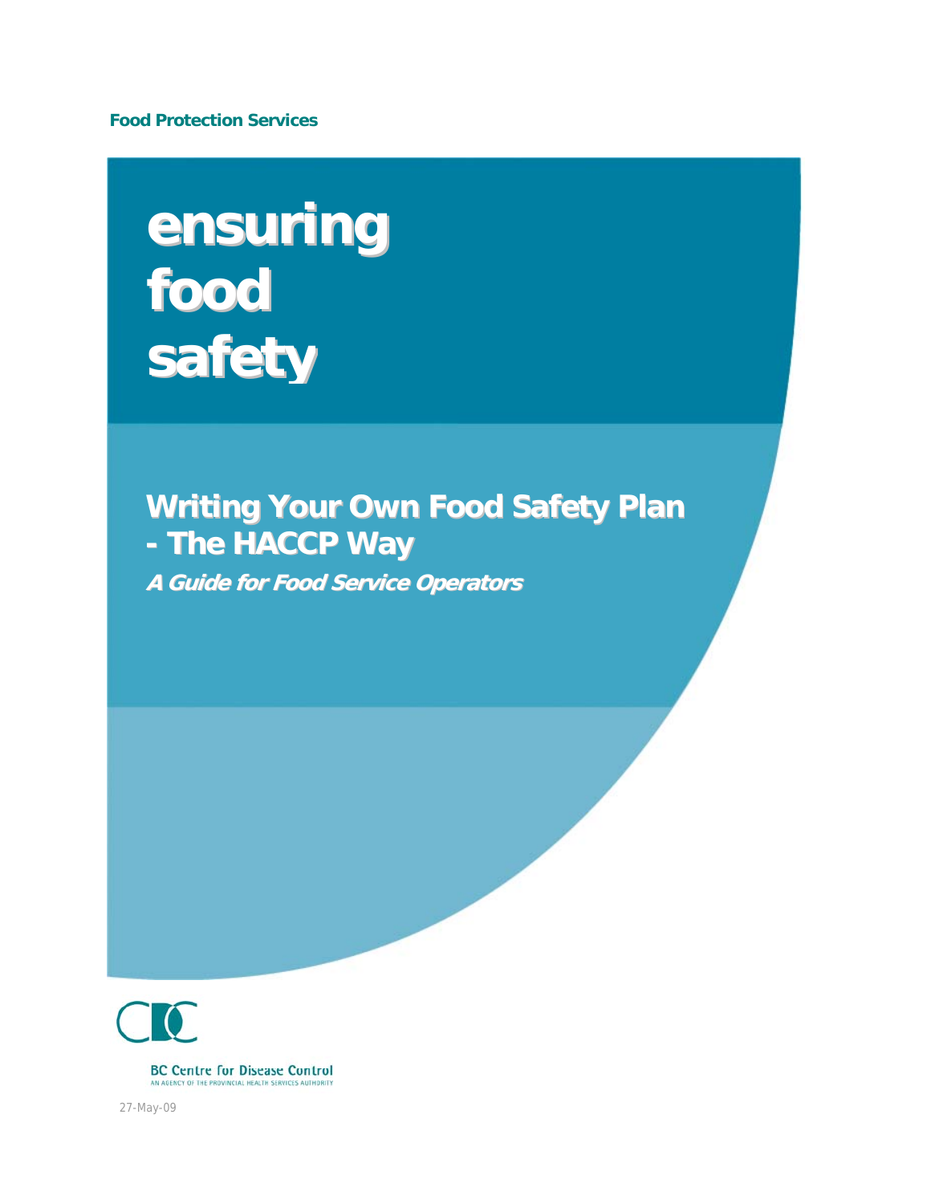**Food Protection Services**

# ensuring food safety

## Writing Your Own Food Safety Plan - The HACCP Way

***A Guide for Food Service Operators***

BC Centre for Disease Control

AN AGENCY OF THE PROVINCIAL HEALTH SERVICES AUTHORITY

27-May-09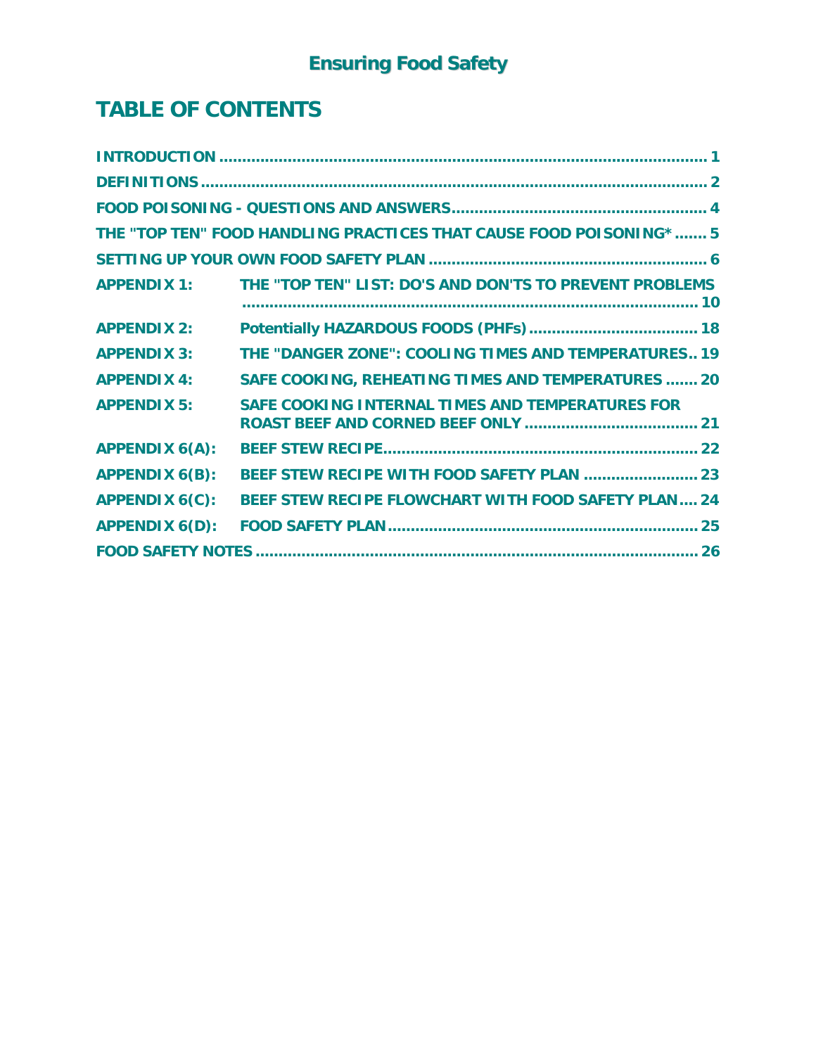## Ensuring Food Safety

# TABLE OF CONTENTS

INTRODUCTION ........................................................................................................ 1

DEFINITIONS .......................................................................................................... 2

FOOD POISONING - QUESTIONS AND ANSWERS ..................................................... 4

THE "TOP TEN" FOOD HANDLING PRACTICES THAT CAUSE FOOD POISONING* ....... 5

SETTING UP YOUR OWN FOOD SAFETY PLAN ........................................................... 6

| | | |
|---|---|---|
| APPENDIX 1: | THE "TOP TEN" LIST: DO'S AND DON'TS TO PREVENT PROBLEMS | 10 |
| APPENDIX 2: | Potentially HAZARDOUS FOODS (PHFs) | 18 |
| APPENDIX 3: | THE "DANGER ZONE": COOLING TIMES AND TEMPERATURES | 19 |
| APPENDIX 4: | SAFE COOKING, REHEATING TIMES AND TEMPERATURES | 20 |
| APPENDIX 5: | SAFE COOKING INTERNAL TIMES AND TEMPERATURES FOR ROAST BEEF AND CORNED BEEF ONLY | 21 |
| APPENDIX 6(A): | BEEF STEW RECIPE | 22 |
| APPENDIX 6(B): | BEEF STEW RECIPE WITH FOOD SAFETY PLAN | 23 |
| APPENDIX 6(C): | BEEF STEW RECIPE FLOWCHART WITH FOOD SAFETY PLAN | 24 |
| APPENDIX 6(D): | FOOD SAFETY PLAN | 25 |

FOOD SAFETY NOTES ................................................................................................ 26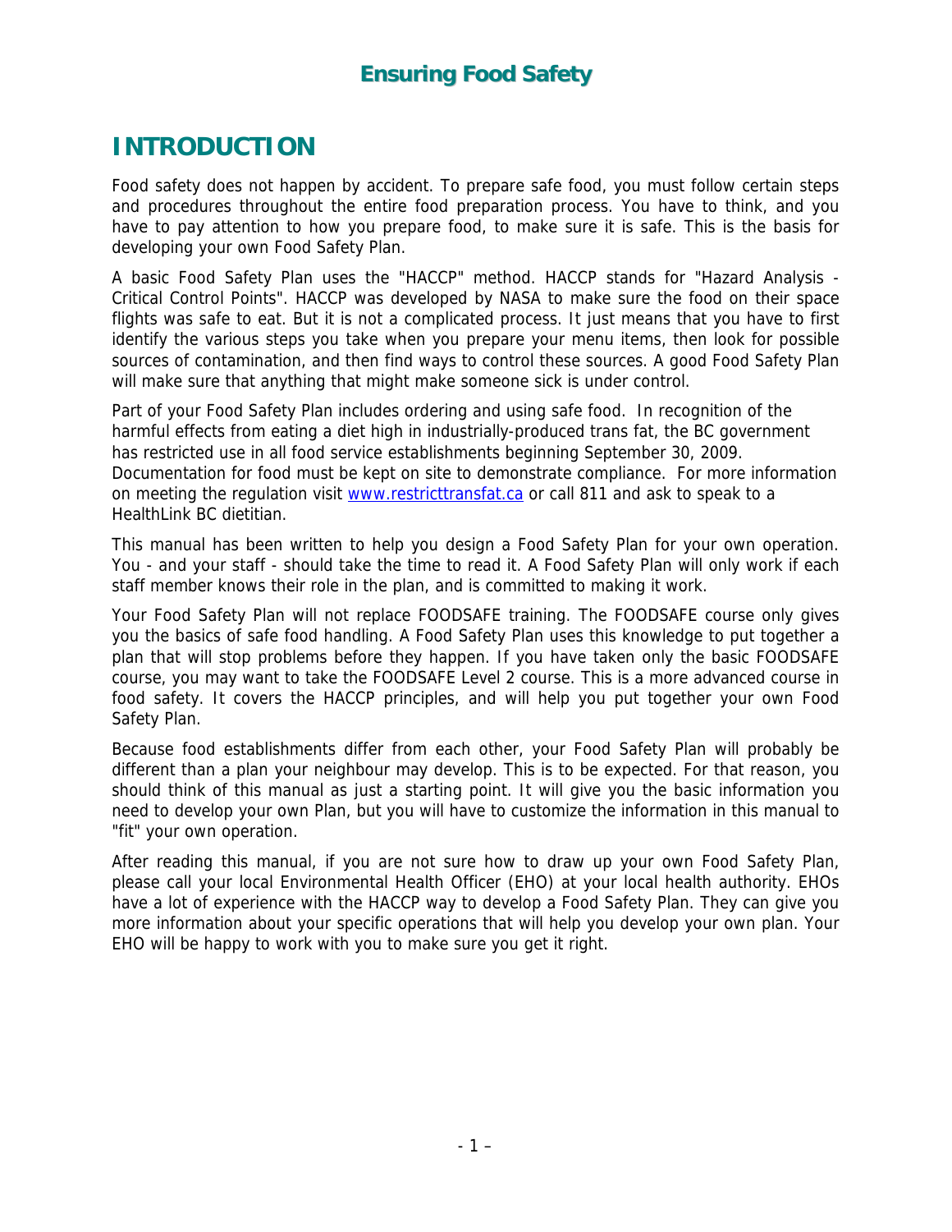# INTRODUCTION

Food safety does not happen by accident. To prepare safe food, you must follow certain steps and procedures throughout the entire food preparation process. You have to think, and you have to pay attention to how you prepare food, to make sure it is safe. This is the basis for developing your own Food Safety Plan.

A basic Food Safety Plan uses the "HACCP" method. HACCP stands for "Hazard Analysis - Critical Control Points". HACCP was developed by NASA to make sure the food on their space flights was safe to eat. But it is not a complicated process. It just means that you have to first identify the various steps you take when you prepare your menu items, then look for possible sources of contamination, and then find ways to control these sources. A good Food Safety Plan will make sure that anything that might make someone sick is under control.

Part of your Food Safety Plan includes ordering and using safe food. In recognition of the harmful effects from eating a diet high in industrially-produced trans fat, the BC government has restricted use in all food service establishments beginning September 30, 2009. Documentation for food must be kept on site to demonstrate compliance. For more information on meeting the regulation visit [www.restricttransfat.ca](http://www.restricttransfat.ca) or call 811 and ask to speak to a HealthLink BC dietitian.

This manual has been written to help you design a Food Safety Plan for your own operation. You - and your staff - should take the time to read it. A Food Safety Plan will only work if each staff member knows their role in the plan, and is committed to making it work.

Your Food Safety Plan will not replace FOODSAFE training. The FOODSAFE course only gives you the basics of safe food handling. A Food Safety Plan uses this knowledge to put together a plan that will stop problems before they happen. If you have taken only the basic FOODSAFE course, you may want to take the FOODSAFE Level 2 course. This is a more advanced course in food safety. It covers the HACCP principles, and will help you put together your own Food Safety Plan.

Because food establishments differ from each other, your Food Safety Plan will probably be different than a plan your neighbour may develop. This is to be expected. For that reason, you should think of this manual as just a starting point. It will give you the basic information you need to develop your own Plan, but you will have to customize the information in this manual to "fit" your own operation.

After reading this manual, if you are not sure how to draw up your own Food Safety Plan, please call your local Environmental Health Officer (EHO) at your local health authority. EHOs have a lot of experience with the HACCP way to develop a Food Safety Plan. They can give you more information about your specific operations that will help you develop your own plan. Your EHO will be happy to work with you to make sure you get it right.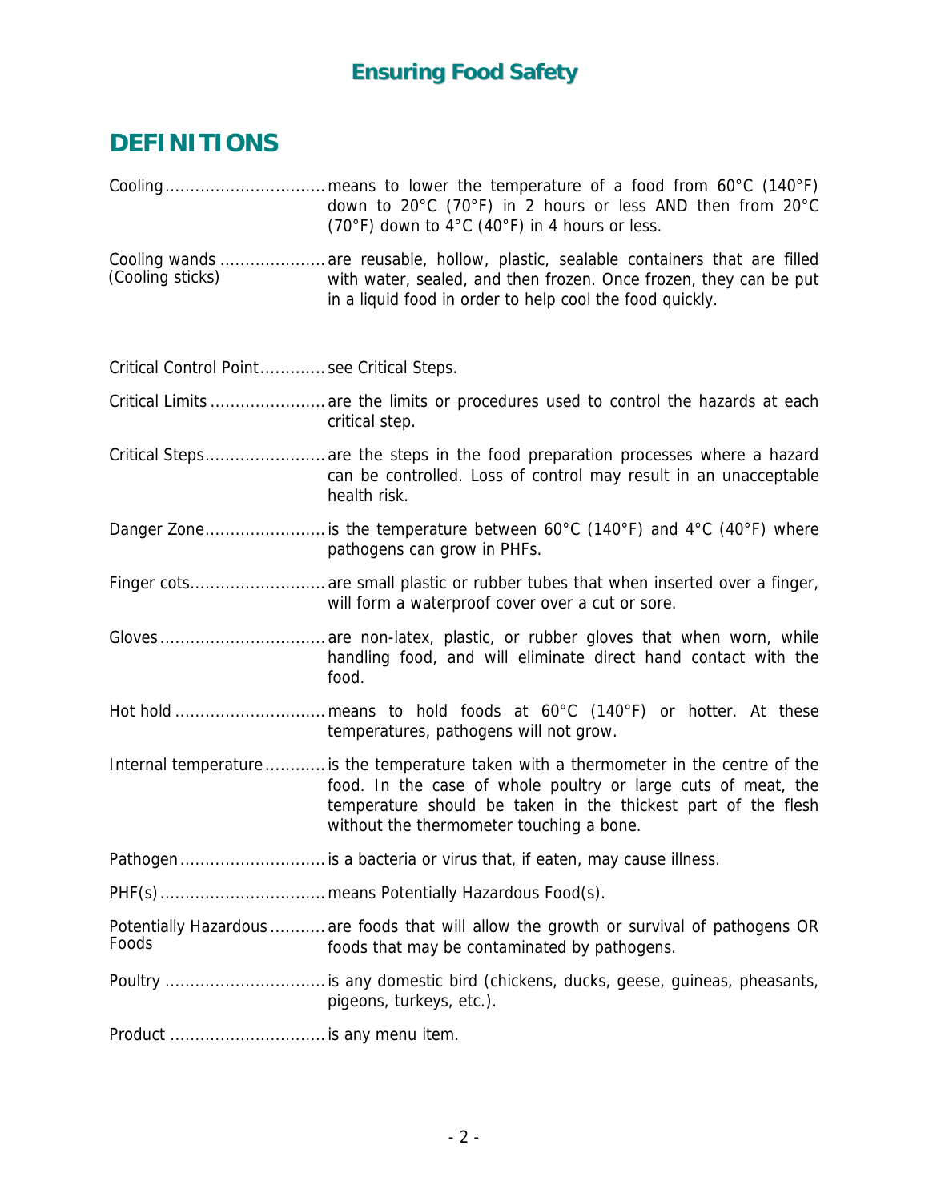# DEFINITIONS

**Cooling** ................................ means to lower the temperature of a food from 60°C (140°F) down to 20°C (70°F) in 2 hours or less AND then from 20°C (70°F) down to 4°C (40°F) in 4 hours or less.

**Cooling wands (Cooling sticks)** ..................... are reusable, hollow, plastic, sealable containers that are filled with water, sealed, and then frozen. Once frozen, they can be put in a liquid food in order to help cool the food quickly.

**Critical Control Point** ............ see Critical Steps.

**Critical Limits** ....................... are the limits or procedures used to control the hazards at each critical step.

**Critical Steps** ........................ are the steps in the food preparation processes where a hazard can be controlled. Loss of control may result in an unacceptable health risk.

**Danger Zone** ........................ is the temperature between 60°C (140°F) and 4°C (40°F) where pathogens can grow in PHFs.

**Finger cots** ........................... are small plastic or rubber tubes that when inserted over a finger, will form a waterproof cover over a cut or sore.

**Gloves** ................................. are non-latex, plastic, or rubber gloves that when worn, while handling food, and will eliminate direct hand contact with the food.

**Hot hold** .............................. means to hold foods at 60°C (140°F) or hotter. At these temperatures, pathogens will not grow.

**Internal temperature** ............ is the temperature taken with a thermometer in the centre of the food. In the case of whole poultry or large cuts of meat, the temperature should be taken in the thickest part of the flesh without the thermometer touching a bone.

**Pathogen** ............................. is a bacteria or virus that, if eaten, may cause illness.

**PHF(s)** ................................. means Potentially Hazardous Food(s).

**Potentially Hazardous Foods** ........... are foods that will allow the growth or survival of pathogens OR foods that may be contaminated by pathogens.

**Poultry** ................................ is any domestic bird (chickens, ducks, geese, guineas, pheasants, pigeons, turkeys, etc.).

**Product** ............................... is any menu item.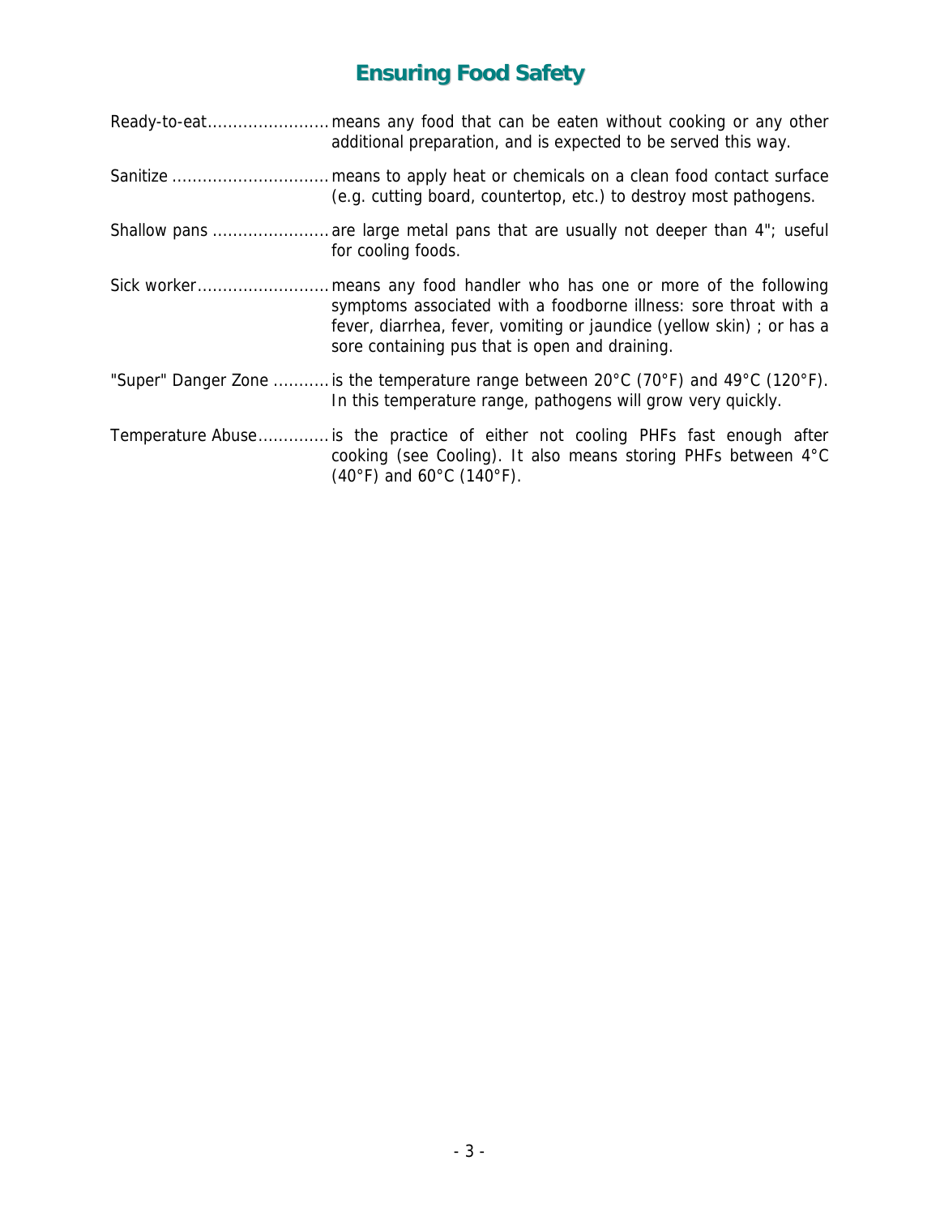# Ensuring Food Safety

Ready-to-eat........................ means any food that can be eaten without cooking or any other additional preparation, and is expected to be served this way.

Sanitize .............................. means to apply heat or chemicals on a clean food contact surface (e.g. cutting board, countertop, etc.) to destroy most pathogens.

Shallow pans ....................... are large metal pans that are usually not deeper than 4"; useful for cooling foods.

Sick worker.......................... means any food handler who has one or more of the following symptoms associated with a foodborne illness: sore throat with a fever, diarrhea, fever, vomiting or jaundice (yellow skin) ; or has a sore containing pus that is open and draining.

"Super" Danger Zone ........... is the temperature range between 20°C (70°F) and 49°C (120°F). In this temperature range, pathogens will grow very quickly.

Temperature Abuse............. is the practice of either not cooling PHFs fast enough after cooking (see Cooling). It also means storing PHFs between 4°C (40°F) and 60°C (140°F).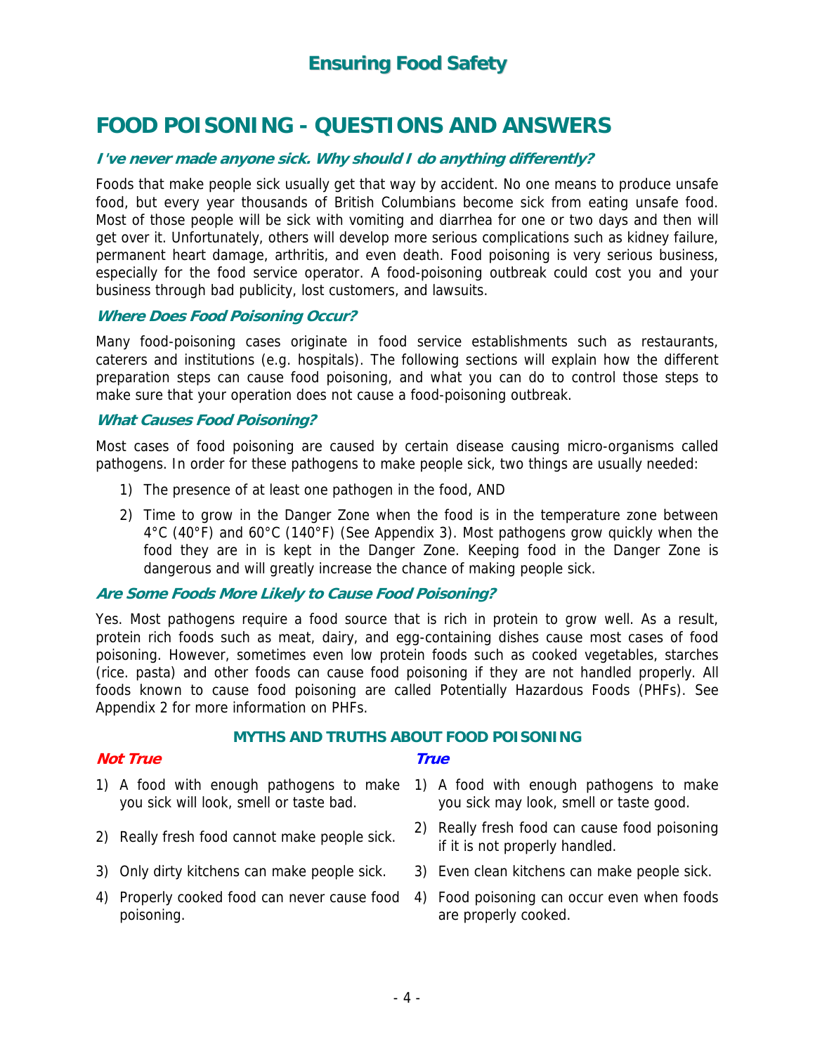# FOOD POISONING - QUESTIONS AND ANSWERS

### *I've never made anyone sick. Why should I do anything differently?*

Foods that make people sick usually get that way by accident. No one means to produce unsafe food, but every year thousands of British Columbians become sick from eating unsafe food. Most of those people will be sick with vomiting and diarrhea for one or two days and then will get over it. Unfortunately, others will develop more serious complications such as kidney failure, permanent heart damage, arthritis, and even death. Food poisoning is very serious business, especially for the food service operator. A food-poisoning outbreak could cost you and your business through bad publicity, lost customers, and lawsuits.

### *Where Does Food Poisoning Occur?*

Many food-poisoning cases originate in food service establishments such as restaurants, caterers and institutions (e.g. hospitals). The following sections will explain how the different preparation steps can cause food poisoning, and what you can do to control those steps to make sure that your operation does not cause a food-poisoning outbreak.

### *What Causes Food Poisoning?*

Most cases of food poisoning are caused by certain disease causing micro-organisms called pathogens. In order for these pathogens to make people sick, two things are usually needed:

1) The presence of at least one pathogen in the food, AND
2) Time to grow in the Danger Zone when the food is in the temperature zone between 4°C (40°F) and 60°C (140°F) (See Appendix 3). Most pathogens grow quickly when the food they are in is kept in the Danger Zone. Keeping food in the Danger Zone is dangerous and will greatly increase the chance of making people sick.

### *Are Some Foods More Likely to Cause Food Poisoning?*

Yes. Most pathogens require a food source that is rich in protein to grow well. As a result, protein rich foods such as meat, dairy, and egg-containing dishes cause most cases of food poisoning. However, sometimes even low protein foods such as cooked vegetables, starches (rice. pasta) and other foods can cause food poisoning if they are not handled properly. All foods known to cause food poisoning are called Potentially Hazardous Foods (PHFs). See Appendix 2 for more information on PHFs.

**MYTHS AND TRUTHS ABOUT FOOD POISONING**

| *Not True* | *True* |
|---|---|
| 1) A food with enough pathogens to make you sick will look, smell or taste bad. | 1) A food with enough pathogens to make you sick may look, smell or taste good. |
| 2) Really fresh food cannot make people sick. | 2) Really fresh food can cause food poisoning if it is not properly handled. |
| 3) Only dirty kitchens can make people sick. | 3) Even clean kitchens can make people sick. |
| 4) Properly cooked food can never cause food poisoning. | 4) Food poisoning can occur even when foods are properly cooked. |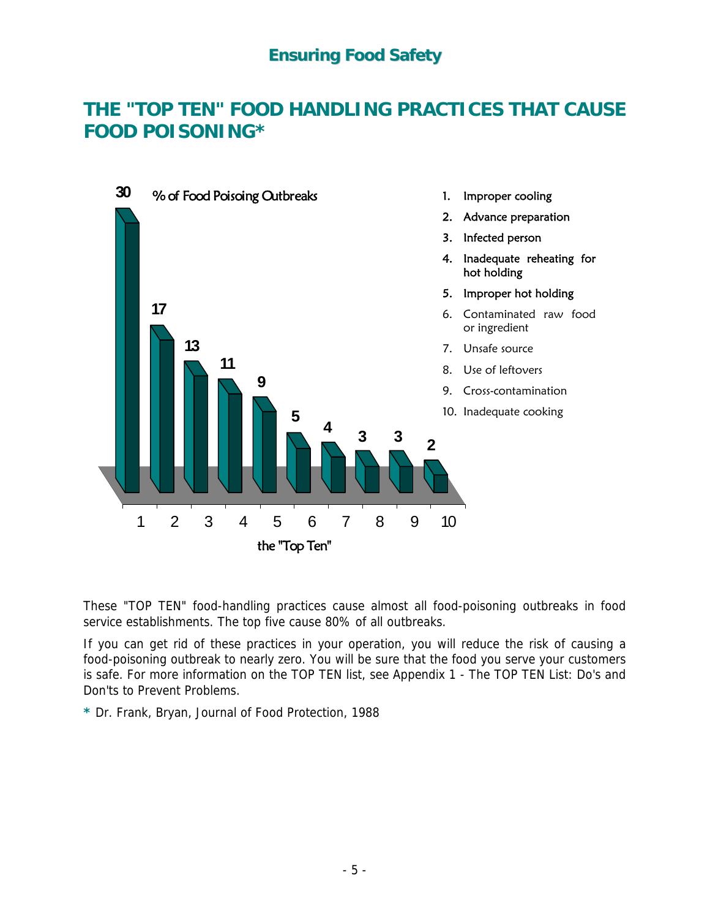# THE "TOP TEN" FOOD HANDLING PRACTICES THAT CAUSE FOOD POISONING*

% of Food Poisoing Outbreaks

| the "Top Ten" | % of Food Poisoing Outbreaks |
|---|---|
| 1 | 30 |
| 2 | 17 |
| 3 | 13 |
| 4 | 11 |
| 5 | 9 |
| 6 | 5 |
| 7 | 4 |
| 8 | 3 |
| 9 | 3 |
| 10 | 2 |

1. Improper cooling
2. Advance preparation
3. Infected person
4. Inadequate reheating for hot holding
5. Improper hot holding
6. Contaminated raw food or ingredient
7. Unsafe source
8. Use of leftovers
9. Cross-contamination
10. Inadequate cooking

These "TOP TEN" food-handling practices cause almost all food-poisoning outbreaks in food service establishments. The top five cause 80% of all outbreaks.

If you can get rid of these practices in your operation, you will reduce the risk of causing a food-poisoning outbreak to nearly zero. You will be sure that the food you serve your customers is safe. For more information on the TOP TEN list, see Appendix 1 - The TOP TEN List: Do's and Don'ts to Prevent Problems.

* Dr. Frank, Bryan, Journal of Food Protection, 1988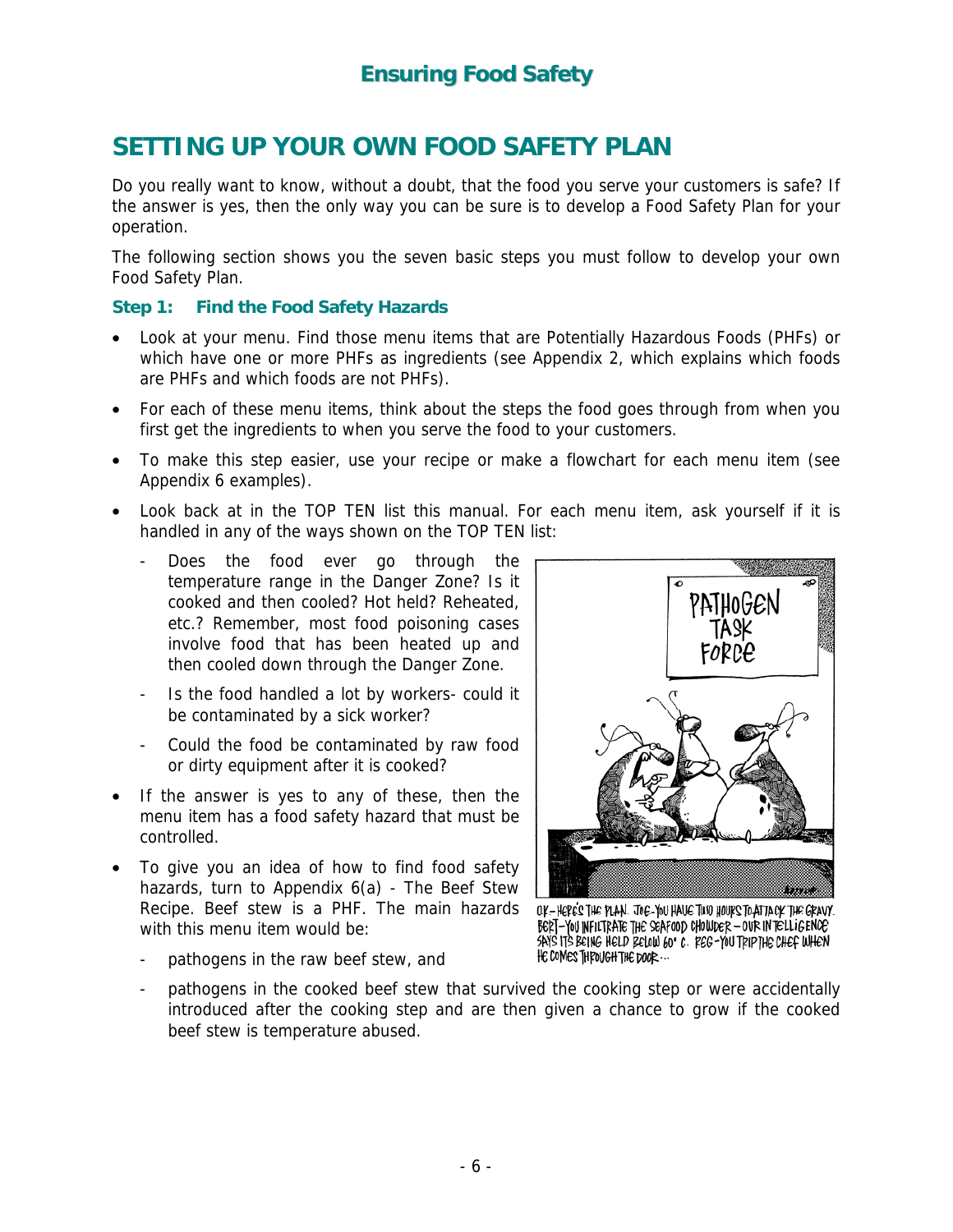## SETTING UP YOUR OWN FOOD SAFETY PLAN

Do you really want to know, without a doubt, that the food you serve your customers is safe? If the answer is yes, then the only way you can be sure is to develop a Food Safety Plan for your operation.

The following section shows you the seven basic steps you must follow to develop your own Food Safety Plan.

### Step 1: Find the Food Safety Hazards

- Look at your menu. Find those menu items that are Potentially Hazardous Foods (PHFs) or which have one or more PHFs as ingredients (see Appendix 2, which explains which foods are PHFs and which foods are not PHFs).
- For each of these menu items, think about the steps the food goes through from when you first get the ingredients to when you serve the food to your customers.
- To make this step easier, use your recipe or make a flowchart for each menu item (see Appendix 6 examples).
- Look back at in the TOP TEN list this manual. For each menu item, ask yourself if it is handled in any of the ways shown on the TOP TEN list:
  - Does the food ever go through the temperature range in the Danger Zone? Is it cooked and then cooled? Hot held? Reheated, etc.? Remember, most food poisoning cases involve food that has been heated up and then cooled down through the Danger Zone.
  - Is the food handled a lot by workers- could it be contaminated by a sick worker?
  - Could the food be contaminated by raw food or dirty equipment after it is cooked?
- If the answer is yes to any of these, then the menu item has a food safety hazard that must be controlled.
- To give you an idea of how to find food safety hazards, turn to Appendix 6(a) - The Beef Stew Recipe. Beef stew is a PHF. The main hazards with this menu item would be:
  - pathogens in the raw beef stew, and
  - pathogens in the cooked beef stew that survived the cooking step or were accidentally introduced after the cooking step and are then given a chance to grow if the cooked beef stew is temperature abused.

OK – HERE'S THE PLAN. JOE – YOU HAVE TWO HOURS TO ATTACK THE GRAVY. BERT – YOU INFILTRATE THE SEAFOOD CHOWDER – OUR INTELLIGENCE SAYS IT'S BEING HELD BELOW 60° C. REG – YOU TRIP THE CHEF WHEN HE COMES THROUGH THE DOOR...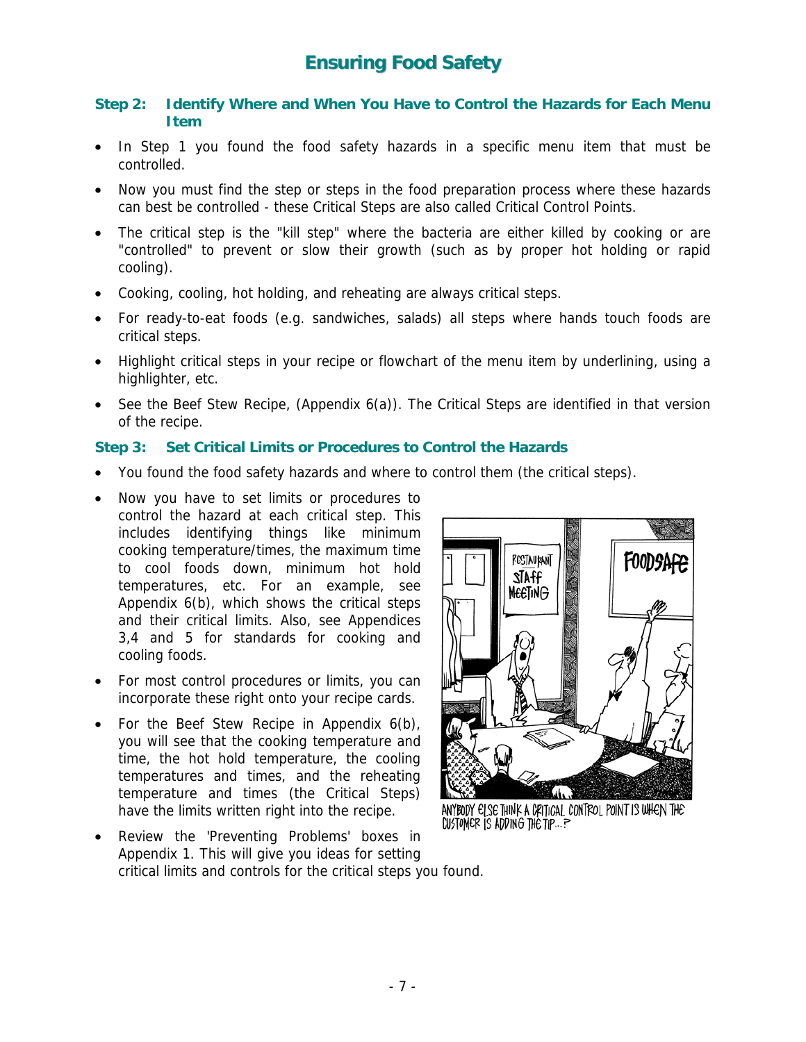# Ensuring Food Safety

### Step 2: Identify Where and When You Have to Control the Hazards for Each Menu Item

- In Step 1 you found the food safety hazards in a specific menu item that must be controlled.
- Now you must find the step or steps in the food preparation process where these hazards can best be controlled - these Critical Steps are also called Critical Control Points.
- The critical step is the "kill step" where the bacteria are either killed by cooking or are "controlled" to prevent or slow their growth (such as by proper hot holding or rapid cooling).
- Cooking, cooling, hot holding, and reheating are always critical steps.
- For ready-to-eat foods (e.g. sandwiches, salads) all steps where hands touch foods are critical steps.
- Highlight critical steps in your recipe or flowchart of the menu item by underlining, using a highlighter, etc.
- See the Beef Stew Recipe, (Appendix 6(a)). The Critical Steps are identified in that version of the recipe.

### Step 3: Set Critical Limits or Procedures to Control the Hazards

- You found the food safety hazards and where to control them (the critical steps).
- Now you have to set limits or procedures to control the hazard at each critical step. This includes identifying things like minimum cooking temperature/times, the maximum time to cool foods down, minimum hot hold temperatures, etc. For an example, see Appendix 6(b), which shows the critical steps and their critical limits. Also, see Appendices 3,4 and 5 for standards for cooking and cooling foods.
- For most control procedures or limits, you can incorporate these right onto your recipe cards.
- For the Beef Stew Recipe in Appendix 6(b), you will see that the cooking temperature and time, the hot hold temperature, the cooling temperatures and times, and the reheating temperature and times (the Critical Steps) have the limits written right into the recipe.
- Review the 'Preventing Problems' boxes in Appendix 1. This will give you ideas for setting critical limits and controls for the critical steps you found.

ANYBODY ELSE THINK A CRITICAL CONTROL POINT IS WHEN THE CUSTOMER IS ADDING THE TIP...?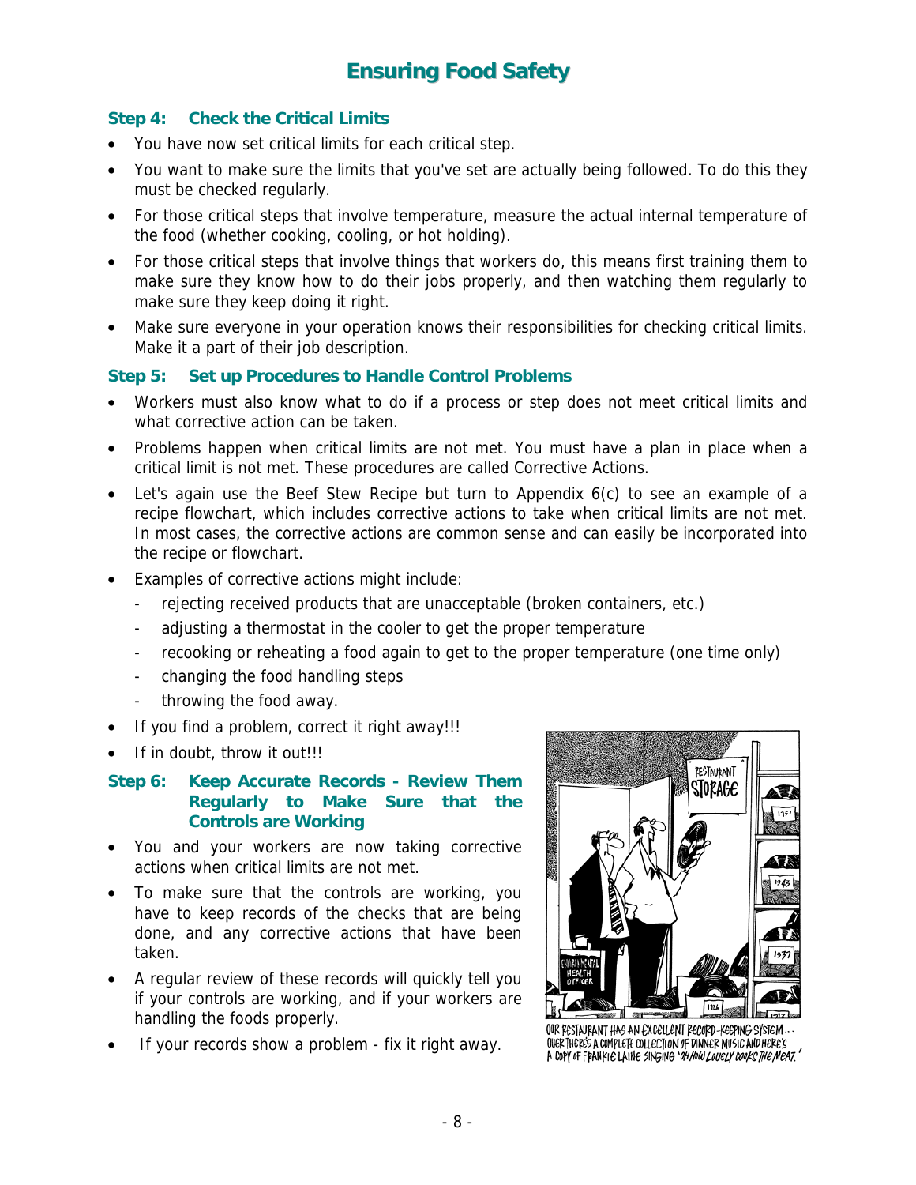## Step 4: Check the Critical Limits

- You have now set critical limits for each critical step.
- You want to make sure the limits that you've set are actually being followed. To do this they must be checked regularly.
- For those critical steps that involve temperature, measure the actual internal temperature of the food (whether cooking, cooling, or hot holding).
- For those critical steps that involve things that workers do, this means first training them to make sure they know how to do their jobs properly, and then watching them regularly to make sure they keep doing it right.
- Make sure everyone in your operation knows their responsibilities for checking critical limits. Make it a part of their job description.

## Step 5: Set up Procedures to Handle Control Problems

- Workers must also know what to do if a process or step does not meet critical limits and what corrective action can be taken.
- Problems happen when critical limits are not met. You must have a plan in place when a critical limit is not met. These procedures are called Corrective Actions.
- Let's again use the Beef Stew Recipe but turn to Appendix 6(c) to see an example of a recipe flowchart, which includes corrective actions to take when critical limits are not met. In most cases, the corrective actions are common sense and can easily be incorporated into the recipe or flowchart.
- Examples of corrective actions might include:
  - rejecting received products that are unacceptable (broken containers, etc.)
  - adjusting a thermostat in the cooler to get the proper temperature
  - recooking or reheating a food again to get to the proper temperature (one time only)
  - changing the food handling steps
  - throwing the food away.
- If you find a problem, correct it right away!!!
- If in doubt, throw it out!!!

## Step 6: Keep Accurate Records - Review Them Regularly to Make Sure that the Controls are Working

- You and your workers are now taking corrective actions when critical limits are not met.
- To make sure that the controls are working, you have to keep records of the checks that are being done, and any corrective actions that have been taken.
- A regular review of these records will quickly tell you if your controls are working, and if your workers are handling the foods properly.
- If your records show a problem - fix it right away.

OUR RESTAURANT HAS AN EXCELLENT RECORD-KEEPING SYSTEM... OVER THERE'S A COMPLETE COLLECTION OF DINNER MUSIC AND HERE'S A COPY OF FRANKIE LAINE SINGING 'OH HOW LOVELY COOKS THE MEAT.'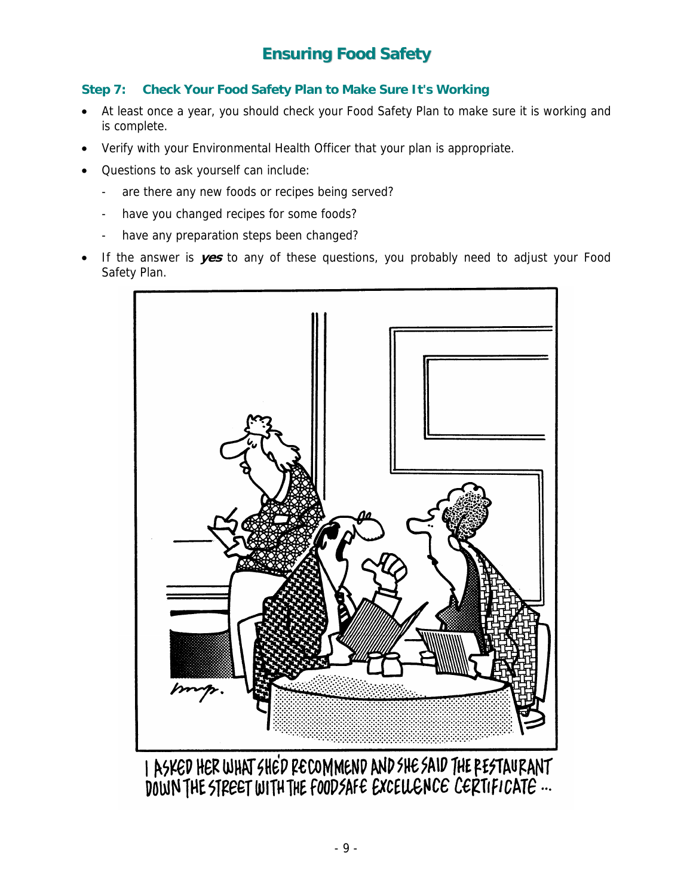## Step 7: Check Your Food Safety Plan to Make Sure It's Working

- At least once a year, you should check your Food Safety Plan to make sure it is working and is complete.
- Verify with your Environmental Health Officer that your plan is appropriate.
- Questions to ask yourself can include:
  - are there any new foods or recipes being served?
  - have you changed recipes for some foods?
  - have any preparation steps been changed?
- If the answer is ***yes*** to any of these questions, you probably need to adjust your Food Safety Plan.

I ASKED HER WHAT SHE'D RECOMMEND AND SHE SAID THE RESTAURANT DOWN THE STREET WITH THE FOODSAFE EXCELLENCE CERTIFICATE ...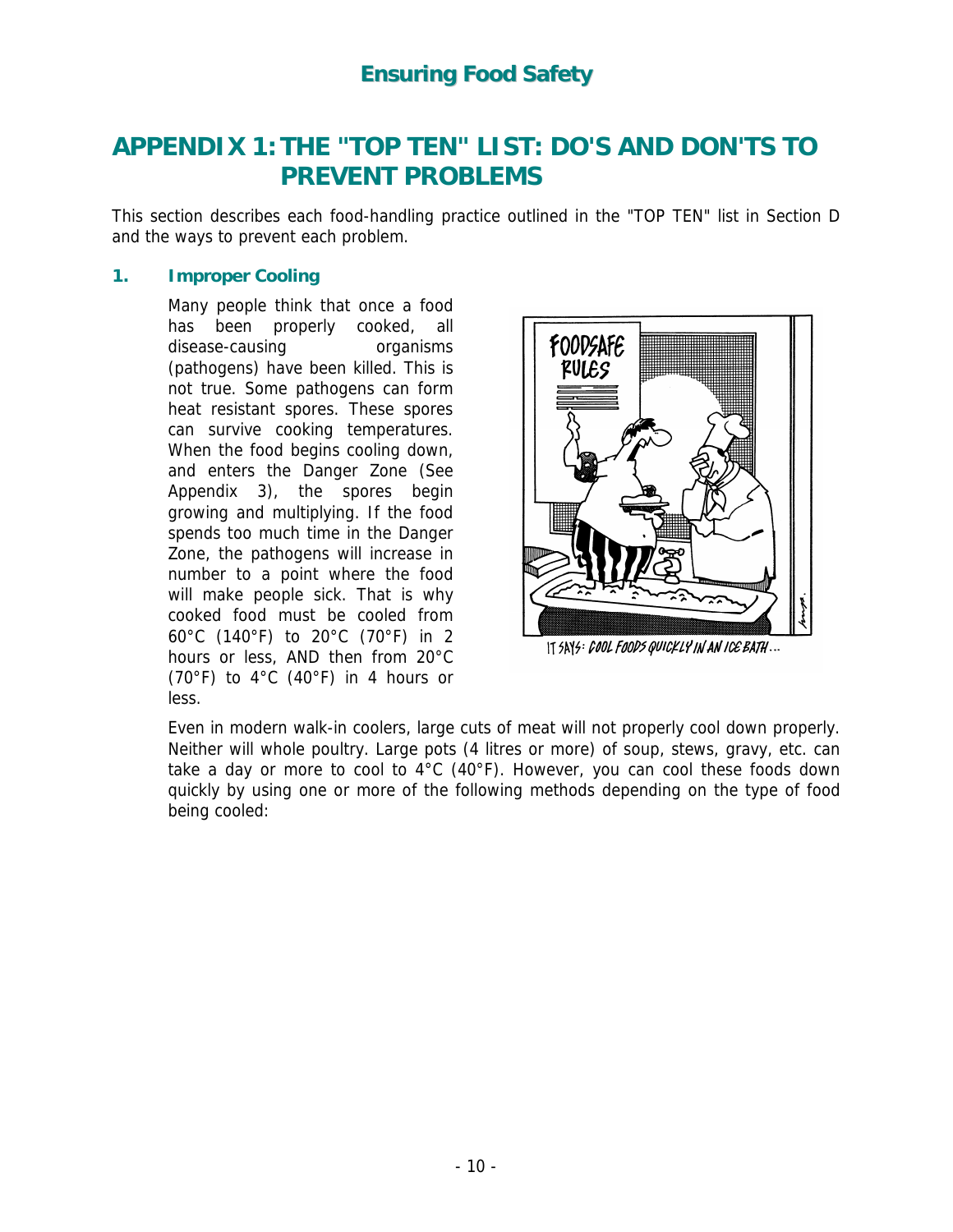# APPENDIX 1: THE "TOP TEN" LIST: DO'S AND DON'TS TO PREVENT PROBLEMS

This section describes each food-handling practice outlined in the "TOP TEN" list in Section D and the ways to prevent each problem.

## 1. Improper Cooling

Many people think that once a food has been properly cooked, all disease-causing organisms (pathogens) have been killed. This is not true. Some pathogens can form heat resistant spores. These spores can survive cooking temperatures. When the food begins cooling down, and enters the Danger Zone (See Appendix 3), the spores begin growing and multiplying. If the food spends too much time in the Danger Zone, the pathogens will increase in number to a point where the food will make people sick. That is why cooked food must be cooled from 60°C (140°F) to 20°C (70°F) in 2 hours or less, AND then from 20°C (70°F) to 4°C (40°F) in 4 hours or less.

IT SAYS: COOL FOODS QUICKLY IN AN ICE BATH...

Even in modern walk-in coolers, large cuts of meat will not properly cool down properly. Neither will whole poultry. Large pots (4 litres or more) of soup, stews, gravy, etc. can take a day or more to cool to 4°C (40°F). However, you can cool these foods down quickly by using one or more of the following methods depending on the type of food being cooled: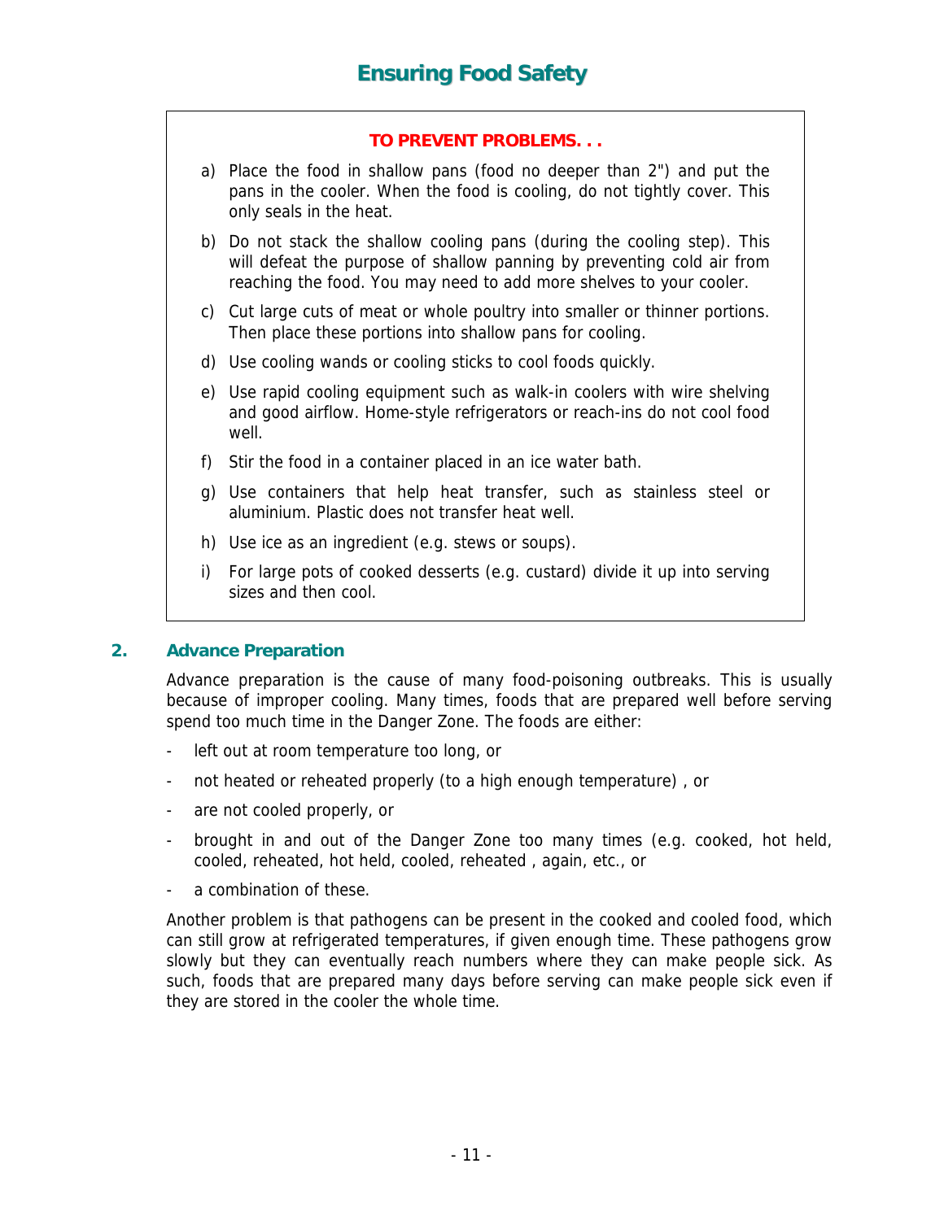**TO PREVENT PROBLEMS. . .**

a) Place the food in shallow pans (food no deeper than 2") and put the pans in the cooler. When the food is cooling, do not tightly cover. This only seals in the heat.

b) Do not stack the shallow cooling pans (during the cooling step). This will defeat the purpose of shallow panning by preventing cold air from reaching the food. You may need to add more shelves to your cooler.

c) Cut large cuts of meat or whole poultry into smaller or thinner portions. Then place these portions into shallow pans for cooling.

d) Use cooling wands or cooling sticks to cool foods quickly.

e) Use rapid cooling equipment such as walk-in coolers with wire shelving and good airflow. Home-style refrigerators or reach-ins do not cool food well.

f) Stir the food in a container placed in an ice water bath.

g) Use containers that help heat transfer, such as stainless steel or aluminium. Plastic does not transfer heat well.

h) Use ice as an ingredient (e.g. stews or soups).

i) For large pots of cooked desserts (e.g. custard) divide it up into serving sizes and then cool.

## 2. Advance Preparation

Advance preparation is the cause of many food-poisoning outbreaks. This is usually because of improper cooling. Many times, foods that are prepared well before serving spend too much time in the Danger Zone. The foods are either:

- left out at room temperature too long, or
- not heated or reheated properly (to a high enough temperature) , or
- are not cooled properly, or
- brought in and out of the Danger Zone too many times (e.g. cooked, hot held, cooled, reheated, hot held, cooled, reheated , again, etc., or
- a combination of these.

Another problem is that pathogens can be present in the cooked and cooled food, which can still grow at refrigerated temperatures, if given enough time. These pathogens grow slowly but they can eventually reach numbers where they can make people sick. As such, foods that are prepared many days before serving can make people sick even if they are stored in the cooler the whole time.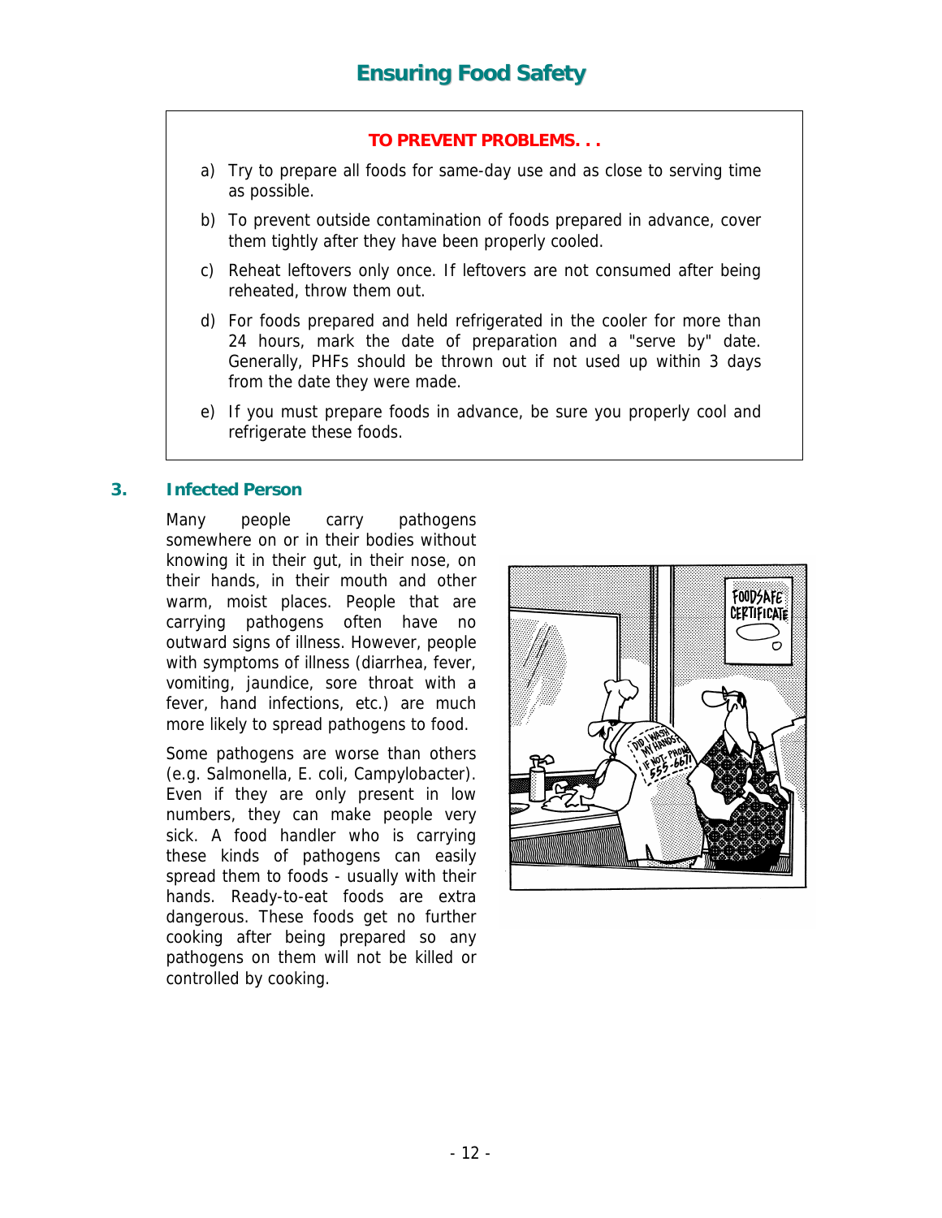# Ensuring Food Safety

**TO PREVENT PROBLEMS. . .**

a) Try to prepare all foods for same-day use and as close to serving time as possible.

b) To prevent outside contamination of foods prepared in advance, cover them tightly after they have been properly cooled.

c) Reheat leftovers only once. If leftovers are not consumed after being reheated, throw them out.

d) For foods prepared and held refrigerated in the cooler for more than 24 hours, mark the date of preparation and a "serve by" date. Generally, PHFs should be thrown out if not used up within 3 days from the date they were made.

e) If you must prepare foods in advance, be sure you properly cool and refrigerate these foods.

## 3. Infected Person

Many people carry pathogens somewhere on or in their bodies without knowing it in their gut, in their nose, on their hands, in their mouth and other warm, moist places. People that are carrying pathogens often have no outward signs of illness. However, people with symptoms of illness (diarrhea, fever, vomiting, jaundice, sore throat with a fever, hand infections, etc.) are much more likely to spread pathogens to food.

Some pathogens are worse than others (e.g. Salmonella, E. coli, Campylobacter). Even if they are only present in low numbers, they can make people very sick. A food handler who is carrying these kinds of pathogens can easily spread them to foods - usually with their hands. Ready-to-eat foods are extra dangerous. These foods get no further cooking after being prepared so any pathogens on them will not be killed or controlled by cooking.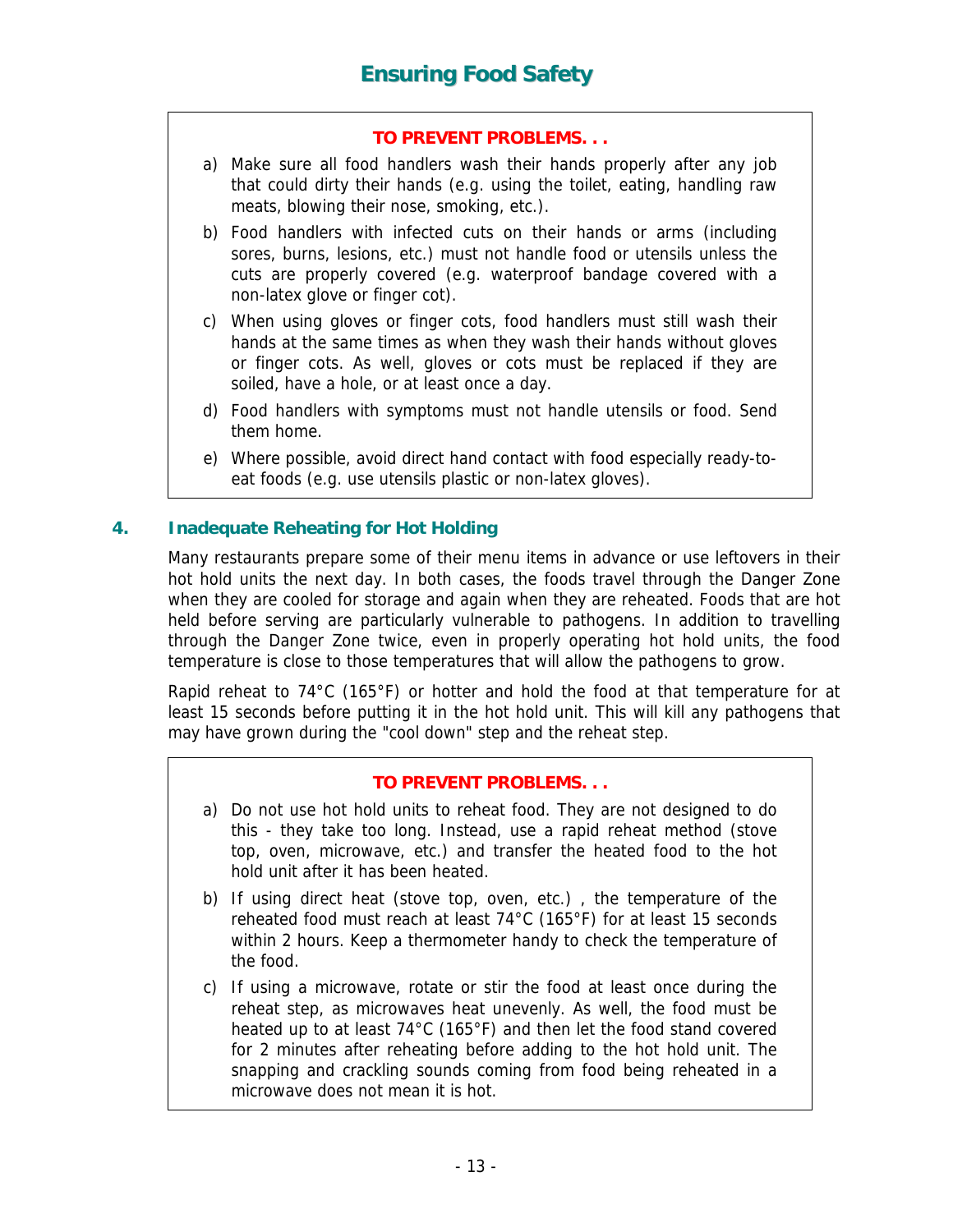**TO PREVENT PROBLEMS. . .**

a) Make sure all food handlers wash their hands properly after any job that could dirty their hands (e.g. using the toilet, eating, handling raw meats, blowing their nose, smoking, etc.).

b) Food handlers with infected cuts on their hands or arms (including sores, burns, lesions, etc.) must not handle food or utensils unless the cuts are properly covered (e.g. waterproof bandage covered with a non-latex glove or finger cot).

c) When using gloves or finger cots, food handlers must still wash their hands at the same times as when they wash their hands without gloves or finger cots. As well, gloves or cots must be replaced if they are soiled, have a hole, or at least once a day.

d) Food handlers with symptoms must not handle utensils or food. Send them home.

e) Where possible, avoid direct hand contact with food especially ready-to-eat foods (e.g. use utensils plastic or non-latex gloves).

## 4. Inadequate Reheating for Hot Holding

Many restaurants prepare some of their menu items in advance or use leftovers in their hot hold units the next day. In both cases, the foods travel through the Danger Zone when they are cooled for storage and again when they are reheated. Foods that are hot held before serving are particularly vulnerable to pathogens. In addition to travelling through the Danger Zone twice, even in properly operating hot hold units, the food temperature is close to those temperatures that will allow the pathogens to grow.

Rapid reheat to 74°C (165°F) or hotter and hold the food at that temperature for at least 15 seconds before putting it in the hot hold unit. This will kill any pathogens that may have grown during the "cool down" step and the reheat step.

**TO PREVENT PROBLEMS. . .**

a) Do not use hot hold units to reheat food. They are not designed to do this - they take too long. Instead, use a rapid reheat method (stove top, oven, microwave, etc.) and transfer the heated food to the hot hold unit after it has been heated.

b) If using direct heat (stove top, oven, etc.) , the temperature of the reheated food must reach at least 74°C (165°F) for at least 15 seconds within 2 hours. Keep a thermometer handy to check the temperature of the food.

c) If using a microwave, rotate or stir the food at least once during the reheat step, as microwaves heat unevenly. As well, the food must be heated up to at least 74°C (165°F) and then let the food stand covered for 2 minutes after reheating before adding to the hot hold unit. The snapping and crackling sounds coming from food being reheated in a microwave does not mean it is hot.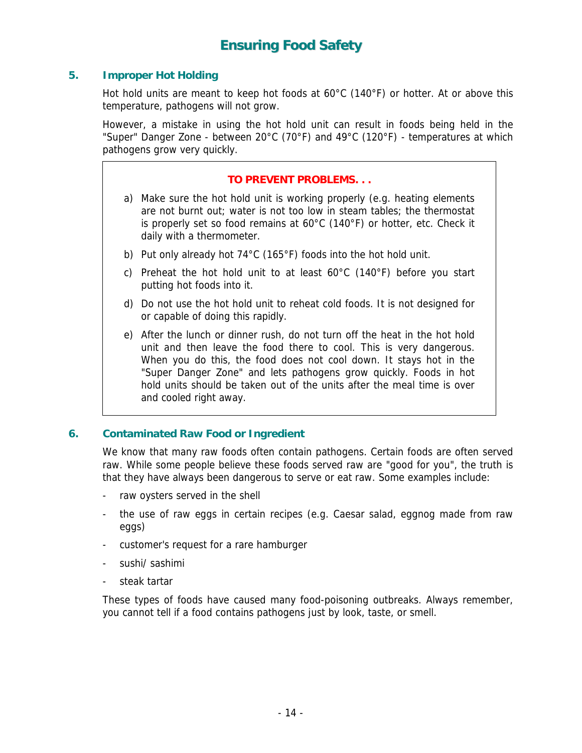## 5. Improper Hot Holding

Hot hold units are meant to keep hot foods at 60°C (140°F) or hotter. At or above this temperature, pathogens will not grow.

However, a mistake in using the hot hold unit can result in foods being held in the "Super" Danger Zone - between 20°C (70°F) and 49°C (120°F) - temperatures at which pathogens grow very quickly.

**TO PREVENT PROBLEMS. . .**

a) Make sure the hot hold unit is working properly (e.g. heating elements are not burnt out; water is not too low in steam tables; the thermostat is properly set so food remains at 60°C (140°F) or hotter, etc. Check it daily with a thermometer.

b) Put only already hot 74°C (165°F) foods into the hot hold unit.

c) Preheat the hot hold unit to at least 60°C (140°F) before you start putting hot foods into it.

d) Do not use the hot hold unit to reheat cold foods. It is not designed for or capable of doing this rapidly.

e) After the lunch or dinner rush, do not turn off the heat in the hot hold unit and then leave the food there to cool. This is very dangerous. When you do this, the food does not cool down. It stays hot in the "Super Danger Zone" and lets pathogens grow quickly. Foods in hot hold units should be taken out of the units after the meal time is over and cooled right away.

## 6. Contaminated Raw Food or Ingredient

We know that many raw foods often contain pathogens. Certain foods are often served raw. While some people believe these foods served raw are "good for you", the truth is that they have always been dangerous to serve or eat raw. Some examples include:

- raw oysters served in the shell
- the use of raw eggs in certain recipes (e.g. Caesar salad, eggnog made from raw eggs)
- customer's request for a rare hamburger
- sushi/ sashimi
- steak tartar

These types of foods have caused many food-poisoning outbreaks. Always remember, you cannot tell if a food contains pathogens just by look, taste, or smell.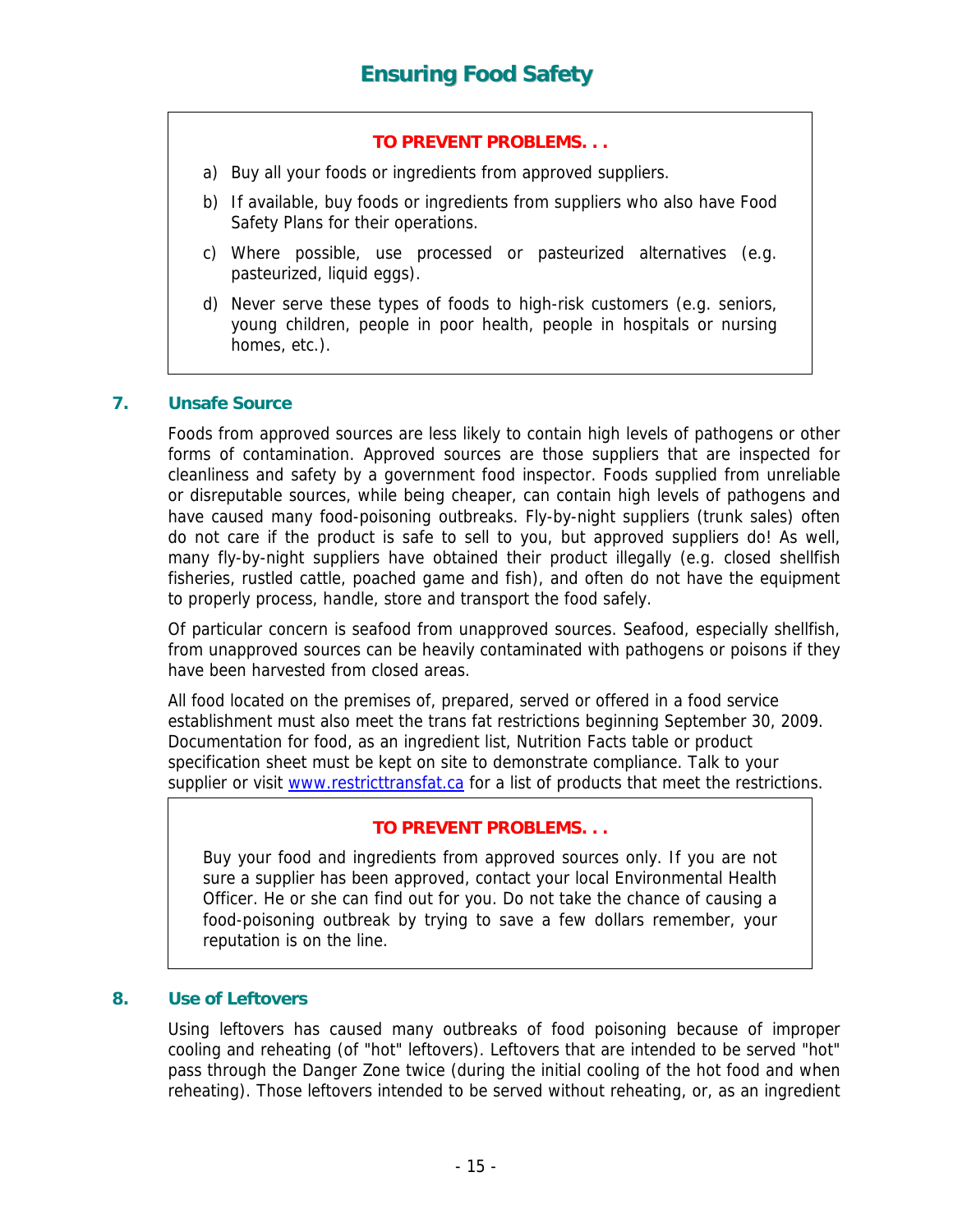**TO PREVENT PROBLEMS. . .**

a) Buy all your foods or ingredients from approved suppliers.

b) If available, buy foods or ingredients from suppliers who also have Food Safety Plans for their operations.

c) Where possible, use processed or pasteurized alternatives (e.g. pasteurized, liquid eggs).

d) Never serve these types of foods to high-risk customers (e.g. seniors, young children, people in poor health, people in hospitals or nursing homes, etc.).

## 7. Unsafe Source

Foods from approved sources are less likely to contain high levels of pathogens or other forms of contamination. Approved sources are those suppliers that are inspected for cleanliness and safety by a government food inspector. Foods supplied from unreliable or disreputable sources, while being cheaper, can contain high levels of pathogens and have caused many food-poisoning outbreaks. Fly-by-night suppliers (trunk sales) often do not care if the product is safe to sell to you, but approved suppliers do! As well, many fly-by-night suppliers have obtained their product illegally (e.g. closed shellfish fisheries, rustled cattle, poached game and fish), and often do not have the equipment to properly process, handle, store and transport the food safely.

Of particular concern is seafood from unapproved sources. Seafood, especially shellfish, from unapproved sources can be heavily contaminated with pathogens or poisons if they have been harvested from closed areas.

All food located on the premises of, prepared, served or offered in a food service establishment must also meet the trans fat restrictions beginning September 30, 2009. Documentation for food, as an ingredient list, Nutrition Facts table or product specification sheet must be kept on site to demonstrate compliance. Talk to your supplier or visit www.restricttransfat.ca for a list of products that meet the restrictions.

**TO PREVENT PROBLEMS. . .**

Buy your food and ingredients from approved sources only. If you are not sure a supplier has been approved, contact your local Environmental Health Officer. He or she can find out for you. Do not take the chance of causing a food-poisoning outbreak by trying to save a few dollars remember, your reputation is on the line.

## 8. Use of Leftovers

Using leftovers has caused many outbreaks of food poisoning because of improper cooling and reheating (of "hot" leftovers). Leftovers that are intended to be served "hot" pass through the Danger Zone twice (during the initial cooling of the hot food and when reheating). Those leftovers intended to be served without reheating, or, as an ingredient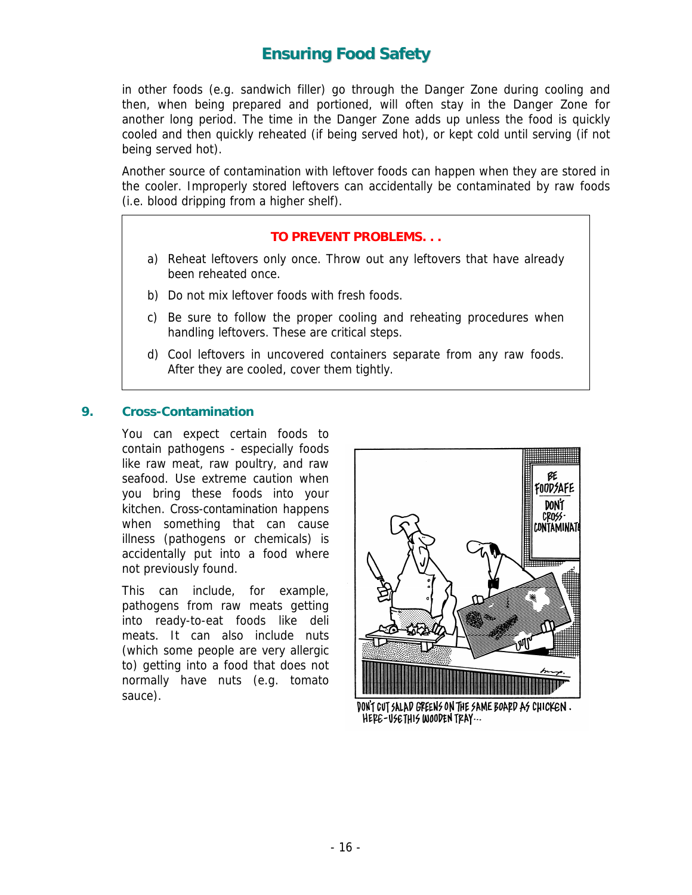in other foods (e.g. sandwich filler) go through the Danger Zone during cooling and then, when being prepared and portioned, will often stay in the Danger Zone for another long period. The time in the Danger Zone adds up unless the food is quickly cooled and then quickly reheated (if being served hot), or kept cold until serving (if not being served hot).

Another source of contamination with leftover foods can happen when they are stored in the cooler. Improperly stored leftovers can accidentally be contaminated by raw foods (i.e. blood dripping from a higher shelf).

**TO PREVENT PROBLEMS. . .**

a) Reheat leftovers only once. Throw out any leftovers that have already been reheated once.

b) Do not mix leftover foods with fresh foods.

c) Be sure to follow the proper cooling and reheating procedures when handling leftovers. These are critical steps.

d) Cool leftovers in uncovered containers separate from any raw foods. After they are cooled, cover them tightly.

## 9. Cross-Contamination

You can expect certain foods to contain pathogens - especially foods like raw meat, raw poultry, and raw seafood. Use extreme caution when you bring these foods into your kitchen. Cross-contamination happens when something that can cause illness (pathogens or chemicals) is accidentally put into a food where not previously found.

This can include, for example, pathogens from raw meats getting into ready-to-eat foods like deli meats. It can also include nuts (which some people are very allergic to) getting into a food that does not normally have nuts (e.g. tomato sauce).

DON'T CUT SALAD GREENS ON THE SAME BOARD AS CHICKEN. HERE-USE THIS WOODEN TRAY...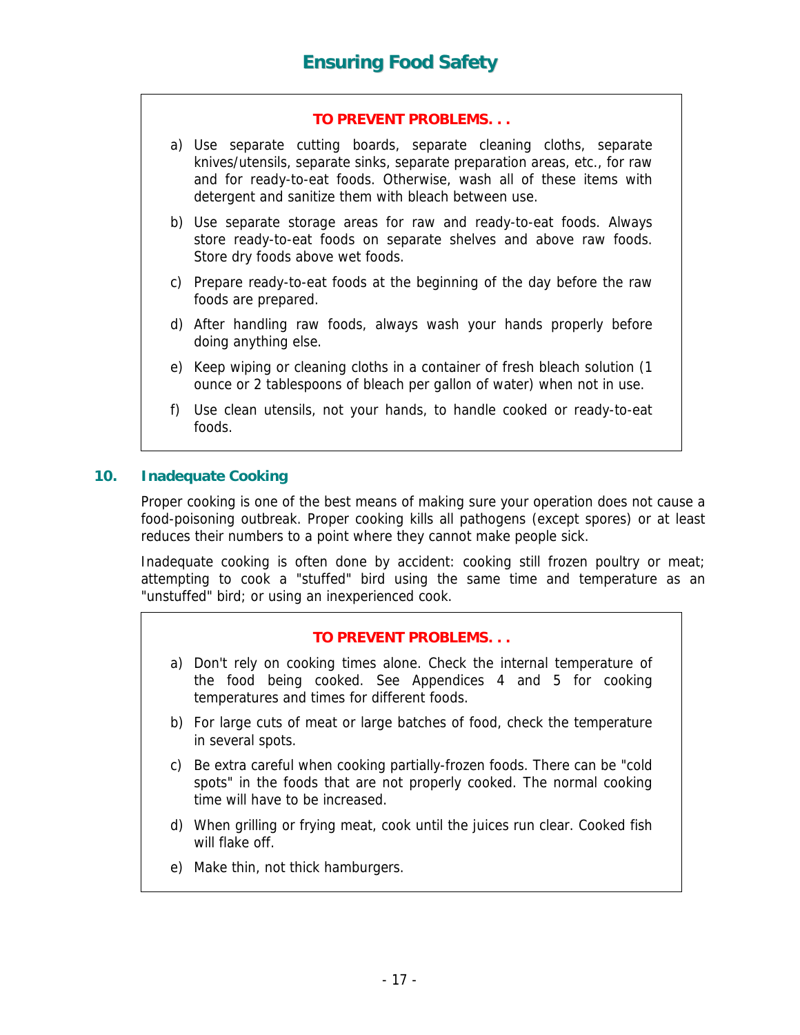**TO PREVENT PROBLEMS. . .**

a) Use separate cutting boards, separate cleaning cloths, separate knives/utensils, separate sinks, separate preparation areas, etc., for raw and for ready-to-eat foods. Otherwise, wash all of these items with detergent and sanitize them with bleach between use.

b) Use separate storage areas for raw and ready-to-eat foods. Always store ready-to-eat foods on separate shelves and above raw foods. Store dry foods above wet foods.

c) Prepare ready-to-eat foods at the beginning of the day before the raw foods are prepared.

d) After handling raw foods, always wash your hands properly before doing anything else.

e) Keep wiping or cleaning cloths in a container of fresh bleach solution (1 ounce or 2 tablespoons of bleach per gallon of water) when not in use.

f) Use clean utensils, not your hands, to handle cooked or ready-to-eat foods.

## 10. Inadequate Cooking

Proper cooking is one of the best means of making sure your operation does not cause a food-poisoning outbreak. Proper cooking kills all pathogens (except spores) or at least reduces their numbers to a point where they cannot make people sick.

Inadequate cooking is often done by accident: cooking still frozen poultry or meat; attempting to cook a "stuffed" bird using the same time and temperature as an "unstuffed" bird; or using an inexperienced cook.

**TO PREVENT PROBLEMS. . .**

a) Don't rely on cooking times alone. Check the internal temperature of the food being cooked. See Appendices 4 and 5 for cooking temperatures and times for different foods.

b) For large cuts of meat or large batches of food, check the temperature in several spots.

c) Be extra careful when cooking partially-frozen foods. There can be "cold spots" in the foods that are not properly cooked. The normal cooking time will have to be increased.

d) When grilling or frying meat, cook until the juices run clear. Cooked fish will flake off.

e) Make thin, not thick hamburgers.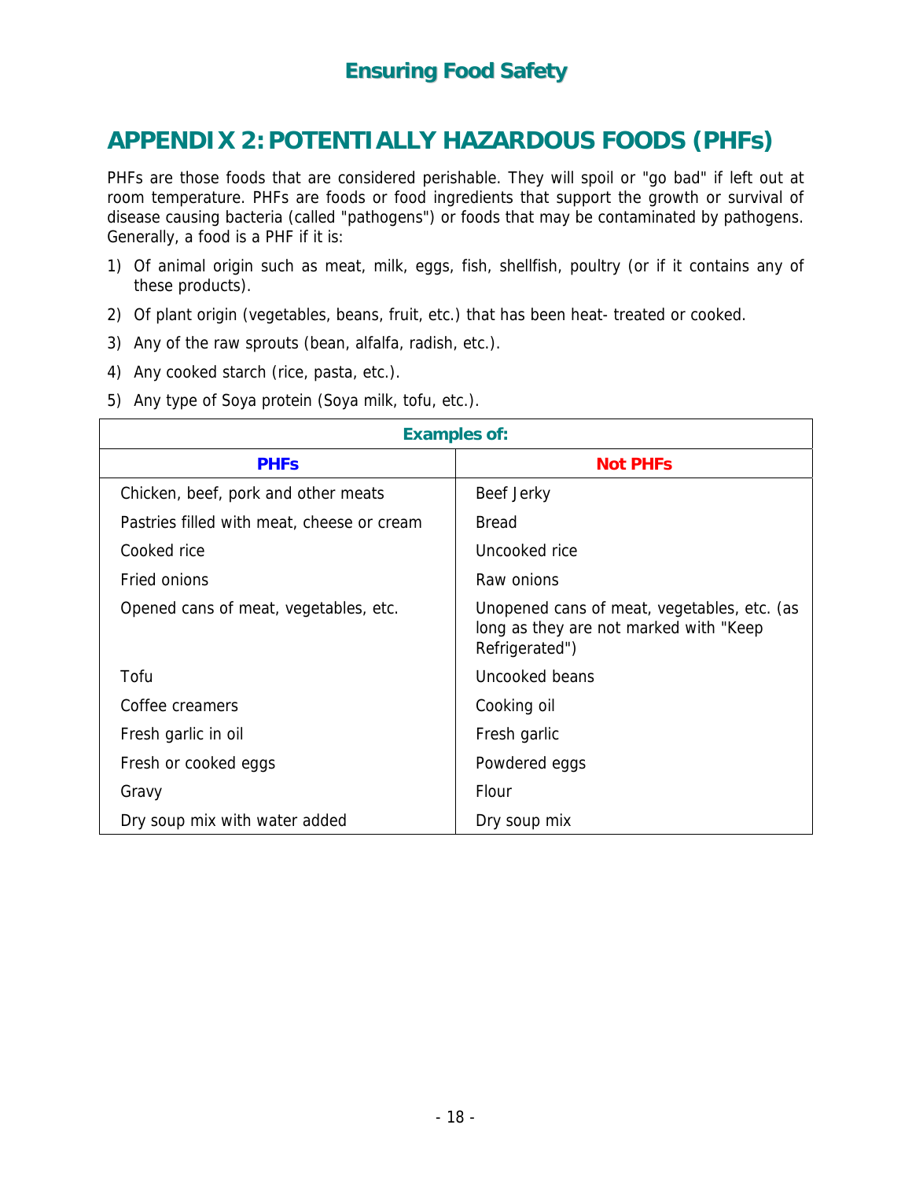# APPENDIX 2: POTENTIALLY HAZARDOUS FOODS (PHFs)

PHFs are those foods that are considered perishable. They will spoil or "go bad" if left out at room temperature. PHFs are foods or food ingredients that support the growth or survival of disease causing bacteria (called "pathogens") or foods that may be contaminated by pathogens. Generally, a food is a PHF if it is:

1) Of animal origin such as meat, milk, eggs, fish, shellfish, poultry (or if it contains any of these products).
2) Of plant origin (vegetables, beans, fruit, etc.) that has been heat- treated or cooked.
3) Any of the raw sprouts (bean, alfalfa, radish, etc.).
4) Any cooked starch (rice, pasta, etc.).
5) Any type of Soya protein (Soya milk, tofu, etc.).

| Examples of: | |
|---|---|
| **PHFs** | **Not PHFs** |
| Chicken, beef, pork and other meats | Beef Jerky |
| Pastries filled with meat, cheese or cream | Bread |
| Cooked rice | Uncooked rice |
| Fried onions | Raw onions |
| Opened cans of meat, vegetables, etc. | Unopened cans of meat, vegetables, etc. (as long as they are not marked with "Keep Refrigerated") |
| Tofu | Uncooked beans |
| Coffee creamers | Cooking oil |
| Fresh garlic in oil | Fresh garlic |
| Fresh or cooked eggs | Powdered eggs |
| Gravy | Flour |
| Dry soup mix with water added | Dry soup mix |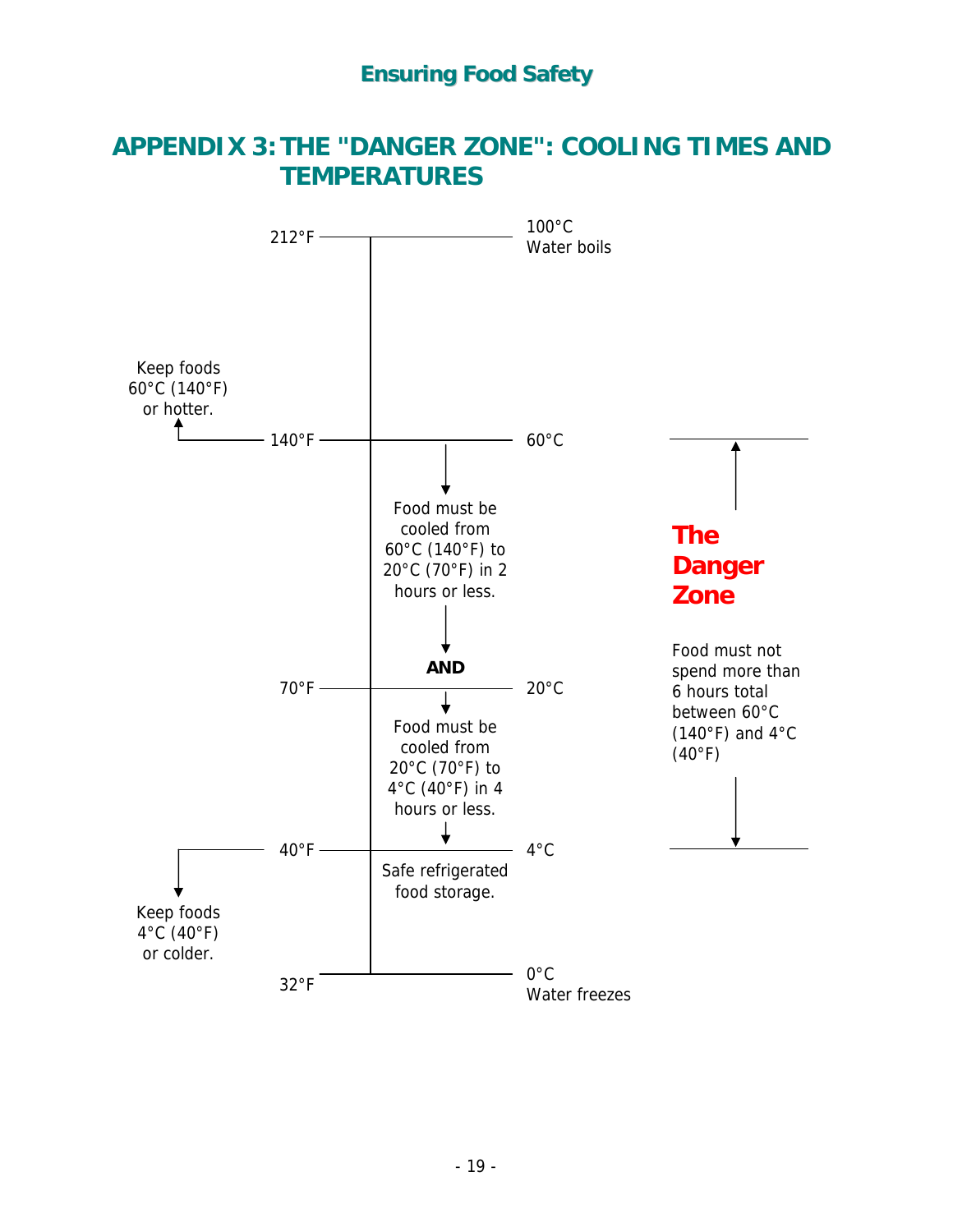## APPENDIX 3: THE "DANGER ZONE": COOLING TIMES AND TEMPERATURES

212°F — 100°C Water boils

Keep foods 60°C (140°F) or hotter.

140°F — 60°C

Food must be cooled from 60°C (140°F) to 20°C (70°F) in 2 hours or less.

**AND**

70°F — 20°C

Food must be cooled from 20°C (70°F) to 4°C (40°F) in 4 hours or less.

40°F — 4°C

Safe refrigerated food storage.

Keep foods 4°C (40°F) or colder.

32°F — 0°C Water freezes

**The Danger Zone**

Food must not spend more than 6 hours total between 60°C (140°F) and 4°C (40°F)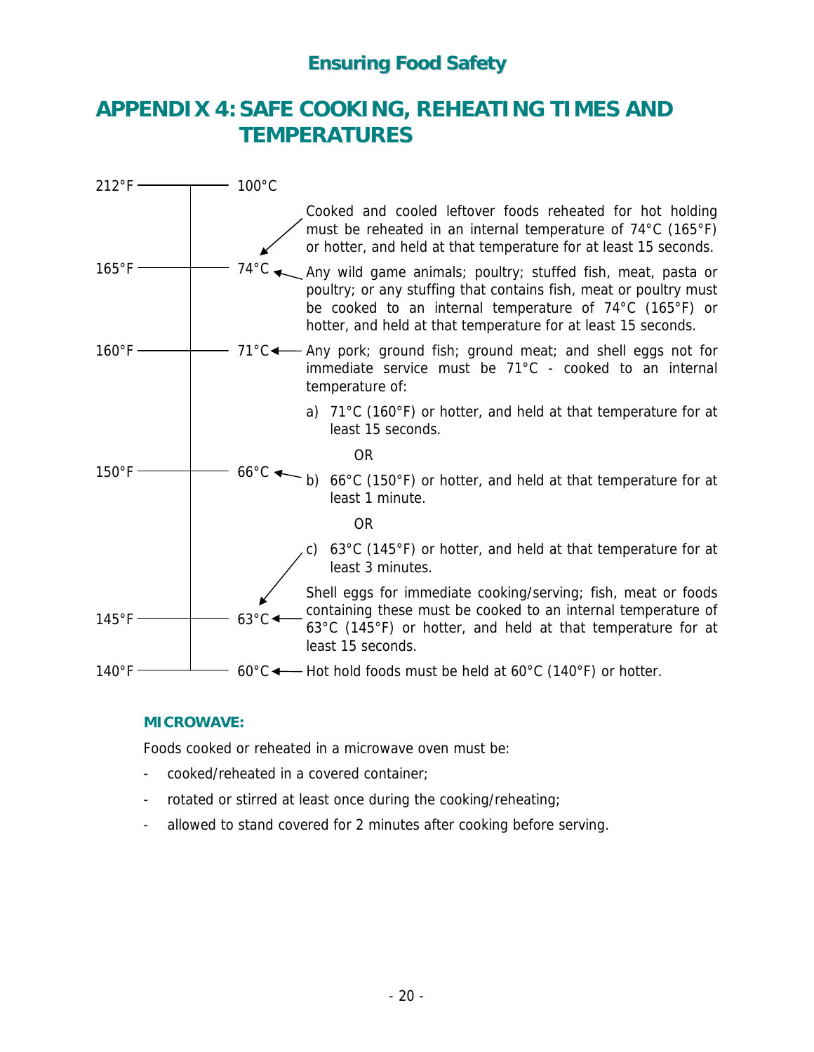# APPENDIX 4: SAFE COOKING, REHEATING TIMES AND TEMPERATURES

| °F | °C | Requirement |
|---|---|---|
| 212°F | 100°C | |
| 165°F | 74°C | Cooked and cooled leftover foods reheated for hot holding must be reheated in an internal temperature of 74°C (165°F) or hotter, and held at that temperature for at least 15 seconds. |
| 165°F | 74°C | Any wild game animals; poultry; stuffed fish, meat, pasta or poultry; or any stuffing that contains fish, meat or poultry must be cooked to an internal temperature of 74°C (165°F) or hotter, and held at that temperature for at least 15 seconds. |
| 160°F | 71°C | Any pork; ground fish; ground meat; and shell eggs not for immediate service must be 71°C - cooked to an internal temperature of: a) 71°C (160°F) or hotter, and held at that temperature for at least 15 seconds. |
| 150°F | 66°C | OR b) 66°C (150°F) or hotter, and held at that temperature for at least 1 minute. |
| 145°F | 63°C | OR c) 63°C (145°F) or hotter, and held at that temperature for at least 3 minutes. |
| 145°F | 63°C | Shell eggs for immediate cooking/serving; fish, meat or foods containing these must be cooked to an internal temperature of 63°C (145°F) or hotter, and held at that temperature for at least 15 seconds. |
| 140°F | 60°C | Hot hold foods must be held at 60°C (140°F) or hotter. |

### MICROWAVE:

Foods cooked or reheated in a microwave oven must be:

- cooked/reheated in a covered container;
- rotated or stirred at least once during the cooking/reheating;
- allowed to stand covered for 2 minutes after cooking before serving.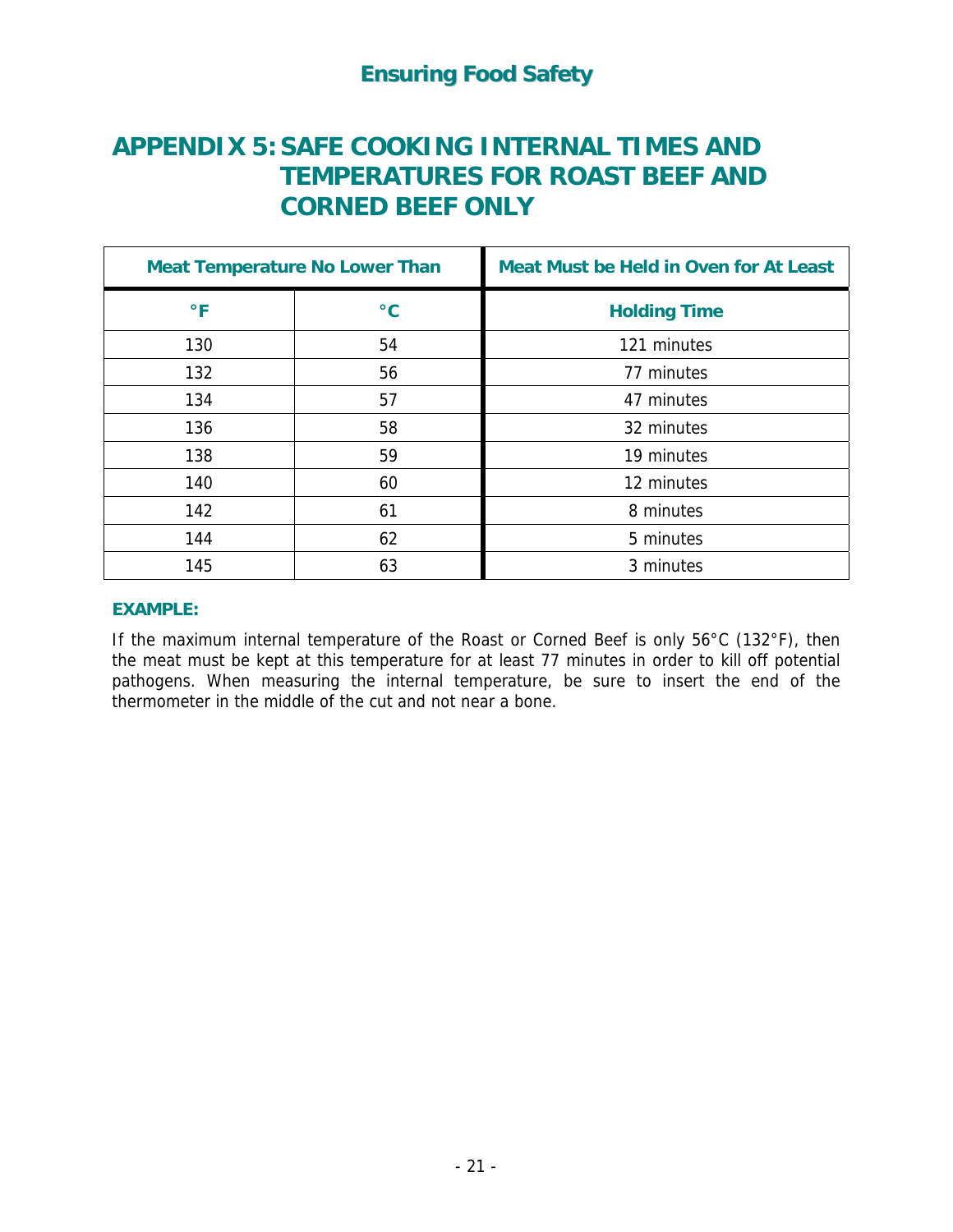# APPENDIX 5: SAFE COOKING INTERNAL TIMES AND TEMPERATURES FOR ROAST BEEF AND CORNED BEEF ONLY

| Meat Temperature No Lower Than | | Meat Must be Held in Oven for At Least |
|---|---|---|
| **°F** | **°C** | **Holding Time** |
| 130 | 54 | 121 minutes |
| 132 | 56 | 77 minutes |
| 134 | 57 | 47 minutes |
| 136 | 58 | 32 minutes |
| 138 | 59 | 19 minutes |
| 140 | 60 | 12 minutes |
| 142 | 61 | 8 minutes |
| 144 | 62 | 5 minutes |
| 145 | 63 | 3 minutes |

**EXAMPLE:**

If the maximum internal temperature of the Roast or Corned Beef is only 56°C (132°F), then the meat must be kept at this temperature for at least 77 minutes in order to kill off potential pathogens. When measuring the internal temperature, be sure to insert the end of the thermometer in the middle of the cut and not near a bone.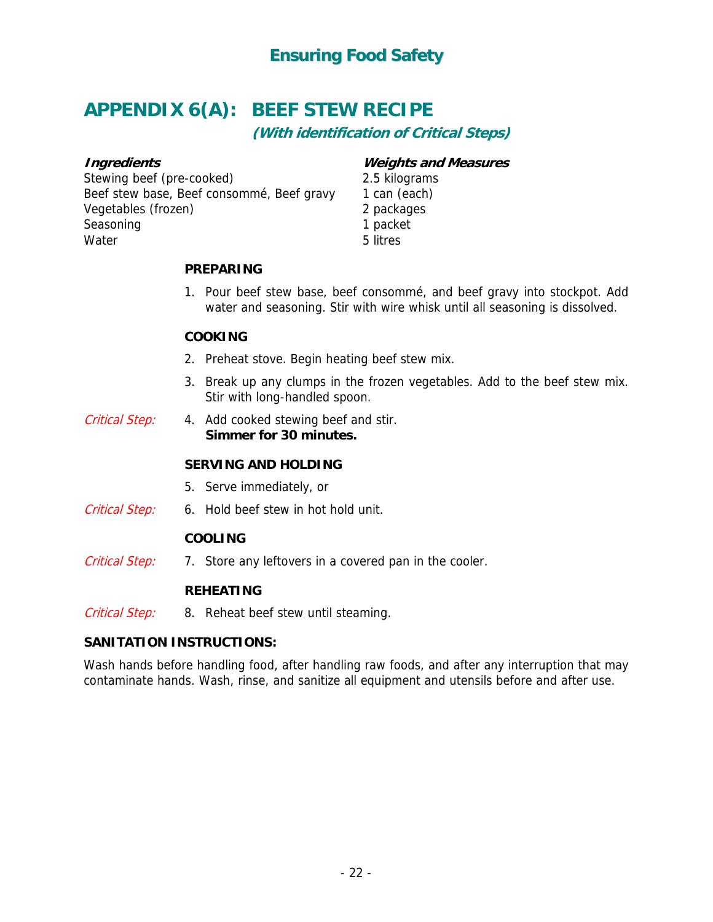# APPENDIX 6(A): BEEF STEW RECIPE

***(With identification of Critical Steps)***

| ***Ingredients*** | ***Weights and Measures*** |
|---|---|
| Stewing beef (pre-cooked) | 2.5 kilograms |
| Beef stew base, Beef consommé, Beef gravy | 1 can (each) |
| Vegetables (frozen) | 2 packages |
| Seasoning | 1 packet |
| Water | 5 litres |

**PREPARING**

1. Pour beef stew base, beef consommé, and beef gravy into stockpot. Add water and seasoning. Stir with wire whisk until all seasoning is dissolved.

**COOKING**

2. Preheat stove. Begin heating beef stew mix.
3. Break up any clumps in the frozen vegetables. Add to the beef stew mix. Stir with long-handled spoon.

*Critical Step:*

4. Add cooked stewing beef and stir.
   **Simmer for 30 minutes.**

**SERVING AND HOLDING**

5. Serve immediately, or

*Critical Step:*

6. Hold beef stew in hot hold unit.

**COOLING**

*Critical Step:*

7. Store any leftovers in a covered pan in the cooler.

**REHEATING**

*Critical Step:*

8. Reheat beef stew until steaming.

**SANITATION INSTRUCTIONS:**

Wash hands before handling food, after handling raw foods, and after any interruption that may contaminate hands. Wash, rinse, and sanitize all equipment and utensils before and after use.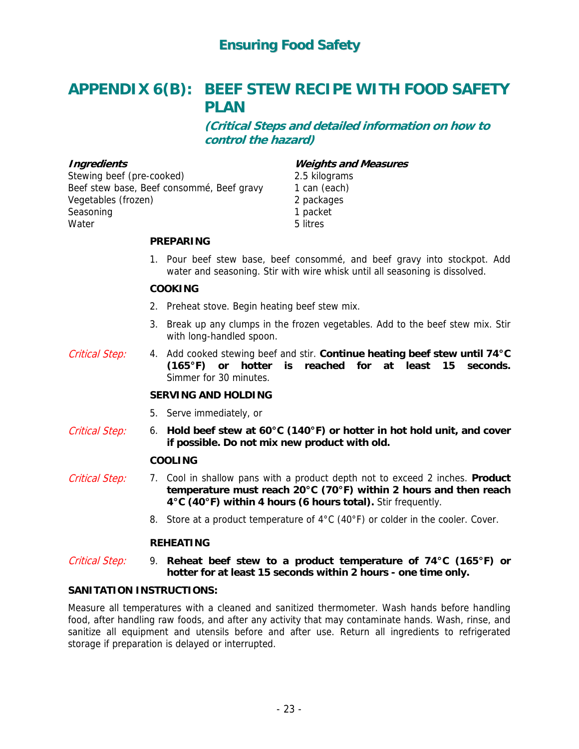# APPENDIX 6(B): BEEF STEW RECIPE WITH FOOD SAFETY PLAN

***(Critical Steps and detailed information on how to control the hazard)***

| ***Ingredients*** | ***Weights and Measures*** |
|---|---|
| Stewing beef (pre-cooked) | 2.5 kilograms |
| Beef stew base, Beef consommé, Beef gravy | 1 can (each) |
| Vegetables (frozen) | 2 packages |
| Seasoning | 1 packet |
| Water | 5 litres |

**PREPARING**

1. Pour beef stew base, beef consommé, and beef gravy into stockpot. Add water and seasoning. Stir with wire whisk until all seasoning is dissolved.

**COOKING**

2. Preheat stove. Begin heating beef stew mix.
3. Break up any clumps in the frozen vegetables. Add to the beef stew mix. Stir with long-handled spoon.

*Critical Step:*

4. Add cooked stewing beef and stir. **Continue heating beef stew until 74°C (165°F) or hotter is reached for at least 15 seconds.** Simmer for 30 minutes.

**SERVING AND HOLDING**

5. Serve immediately, or

*Critical Step:*

6. **Hold beef stew at 60°C (140°F) or hotter in hot hold unit, and cover if possible. Do not mix new product with old.**

**COOLING**

*Critical Step:*

7. Cool in shallow pans with a product depth not to exceed 2 inches. **Product temperature must reach 20°C (70°F) within 2 hours and then reach 4°C (40°F) within 4 hours (6 hours total).** Stir frequently.
8. Store at a product temperature of 4°C (40°F) or colder in the cooler. Cover.

**REHEATING**

*Critical Step:*

9. **Reheat beef stew to a product temperature of 74°C (165°F) or hotter for at least 15 seconds within 2 hours - one time only.**

**SANITATION INSTRUCTIONS:**

Measure all temperatures with a cleaned and sanitized thermometer. Wash hands before handling food, after handling raw foods, and after any activity that may contaminate hands. Wash, rinse, and sanitize all equipment and utensils before and after use. Return all ingredients to refrigerated storage if preparation is delayed or interrupted.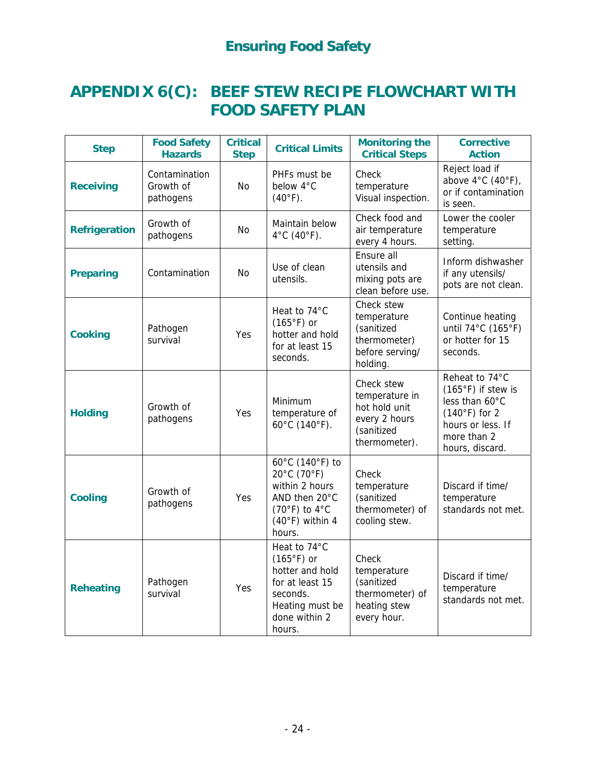# APPENDIX 6(C): BEEF STEW RECIPE FLOWCHART WITH FOOD SAFETY PLAN

| Step | Food Safety Hazards | Critical Step | Critical Limits | Monitoring the Critical Steps | Corrective Action |
|---|---|---|---|---|---|
| **Receiving** | Contamination Growth of pathogens | No | PHFs must be below 4°C (40°F). | Check temperature Visual inspection. | Reject load if above 4°C (40°F), or if contamination is seen. |
| **Refrigeration** | Growth of pathogens | No | Maintain below 4°C (40°F). | Check food and air temperature every 4 hours. | Lower the cooler temperature setting. |
| **Preparing** | Contamination | No | Use of clean utensils. | Ensure all utensils and mixing pots are clean before use. | Inform dishwasher if any utensils/ pots are not clean. |
| **Cooking** | Pathogen survival | Yes | Heat to 74°C (165°F) or hotter and hold for at least 15 seconds. | Check stew temperature (sanitized thermometer) before serving/ holding. | Continue heating until 74°C (165°F) or hotter for 15 seconds. |
| **Holding** | Growth of pathogens | Yes | Minimum temperature of 60°C (140°F). | Check stew temperature in hot hold unit every 2 hours (sanitized thermometer). | Reheat to 74°C (165°F) if stew is less than 60°C (140°F) for 2 hours or less. If more than 2 hours, discard. |
| **Cooling** | Growth of pathogens | Yes | 60°C (140°F) to 20°C (70°F) within 2 hours AND then 20°C (70°F) to 4°C (40°F) within 4 hours. | Check temperature (sanitized thermometer) of cooling stew. | Discard if time/ temperature standards not met. |
| **Reheating** | Pathogen survival | Yes | Heat to 74°C (165°F) or hotter and hold for at least 15 seconds. Heating must be done within 2 hours. | Check temperature (sanitized thermometer) of heating stew every hour. | Discard if time/ temperature standards not met. |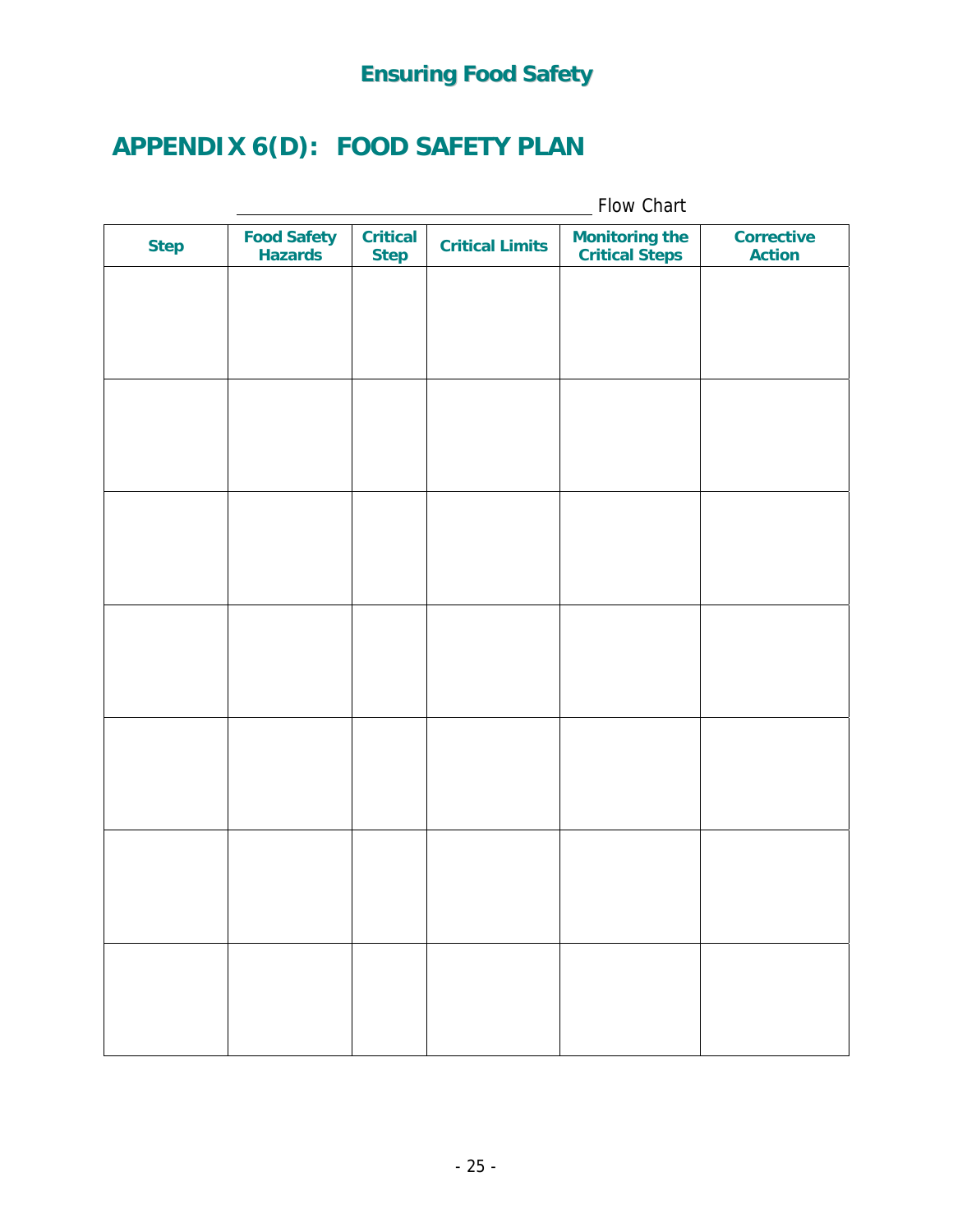## APPENDIX 6(D): FOOD SAFETY PLAN

\_\_\_\_\_\_\_\_\_\_\_\_\_\_\_\_\_\_\_\_\_\_\_\_\_\_\_\_\_\_\_\_\_\_\_\_ Flow Chart

| Step | Food Safety Hazards | Critical Step | Critical Limits | Monitoring the Critical Steps | Corrective Action |
|---|---|---|---|---|---|
| | | | | | |
| | | | | | |
| | | | | | |
| | | | | | |
| | | | | | |
| | | | | | |
| | | | | | |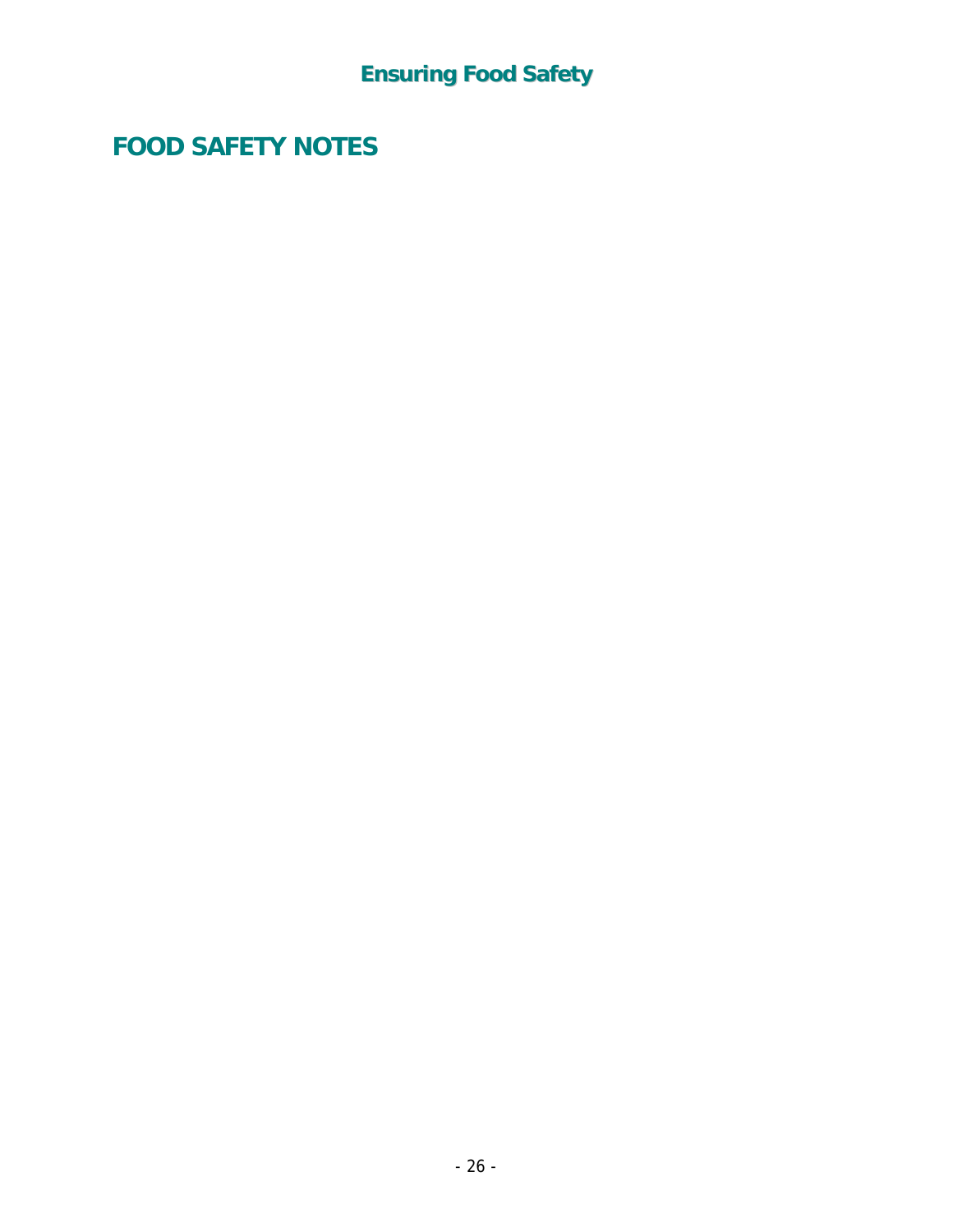# FOOD SAFETY NOTES